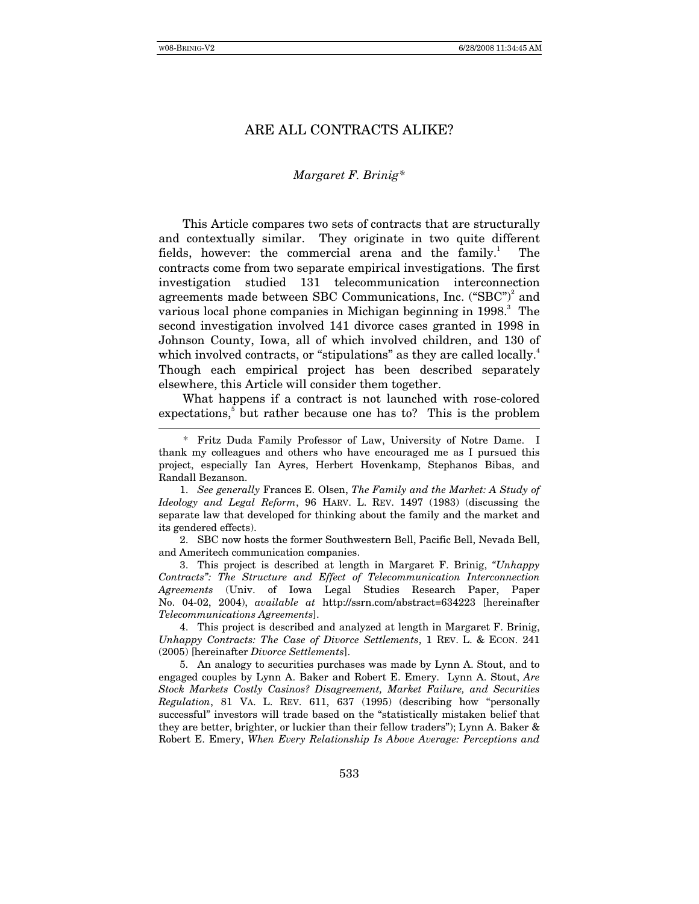# ARE ALL CONTRACTS ALIKE?

*Margaret F. Brinig\**

This Article compares two sets of contracts that are structurally and contextually similar. They originate in two quite different fields, however: the commercial arena and the family.[1] The contracts come from two separate empirical investigations. The first investigation studied 131 telecommunication interconnection agreements made between SBC Communications, Inc. ("SBC")[2] and various local phone companies in Michigan beginning in 1998.[3] The second investigation involved 141 divorce cases granted in 1998 in Johnson County, Iowa, all of which involved children, and 130 of which involved contracts, or "stipulations" as they are called locally.[4] Though each empirical project has been described separately elsewhere, this Article will consider them together.

What happens if a contract is not launched with rose-colored expectations,[5] but rather because one has to? This is the problem

---

\* Fritz Duda Family Professor of Law, University of Notre Dame. I thank my colleagues and others who have encouraged me as I pursued this project, especially Ian Ayres, Herbert Hovenkamp, Stephanos Bibas, and Randall Bezanson.

1. *See generally* Frances E. Olsen, *The Family and the Market: A Study of Ideology and Legal Reform*, 96 HARV. L. REV. 1497 (1983) (discussing the separate law that developed for thinking about the family and the market and its gendered effects).

2. SBC now hosts the former Southwestern Bell, Pacific Bell, Nevada Bell, and Ameritech communication companies.

3. This project is described at length in Margaret F. Brinig, *"Unhappy Contracts": The Structure and Effect of Telecommunication Interconnection Agreements* (Univ. of Iowa Legal Studies Research Paper, Paper No. 04-02, 2004), *available at* http://ssrn.com/abstract=634223 [hereinafter *Telecommunications Agreements*].

4. This project is described and analyzed at length in Margaret F. Brinig, *Unhappy Contracts: The Case of Divorce Settlements*, 1 REV. L. & ECON. 241 (2005) [hereinafter *Divorce Settlements*].

5. An analogy to securities purchases was made by Lynn A. Stout, and to engaged couples by Lynn A. Baker and Robert E. Emery. Lynn A. Stout, *Are Stock Markets Costly Casinos? Disagreement, Market Failure, and Securities Regulation*, 81 VA. L. REV. 611, 637 (1995) (describing how "personally successful" investors will trade based on the "statistically mistaken belief that they are better, brighter, or luckier than their fellow traders"); Lynn A. Baker & Robert E. Emery, *When Every Relationship Is Above Average: Perceptions and*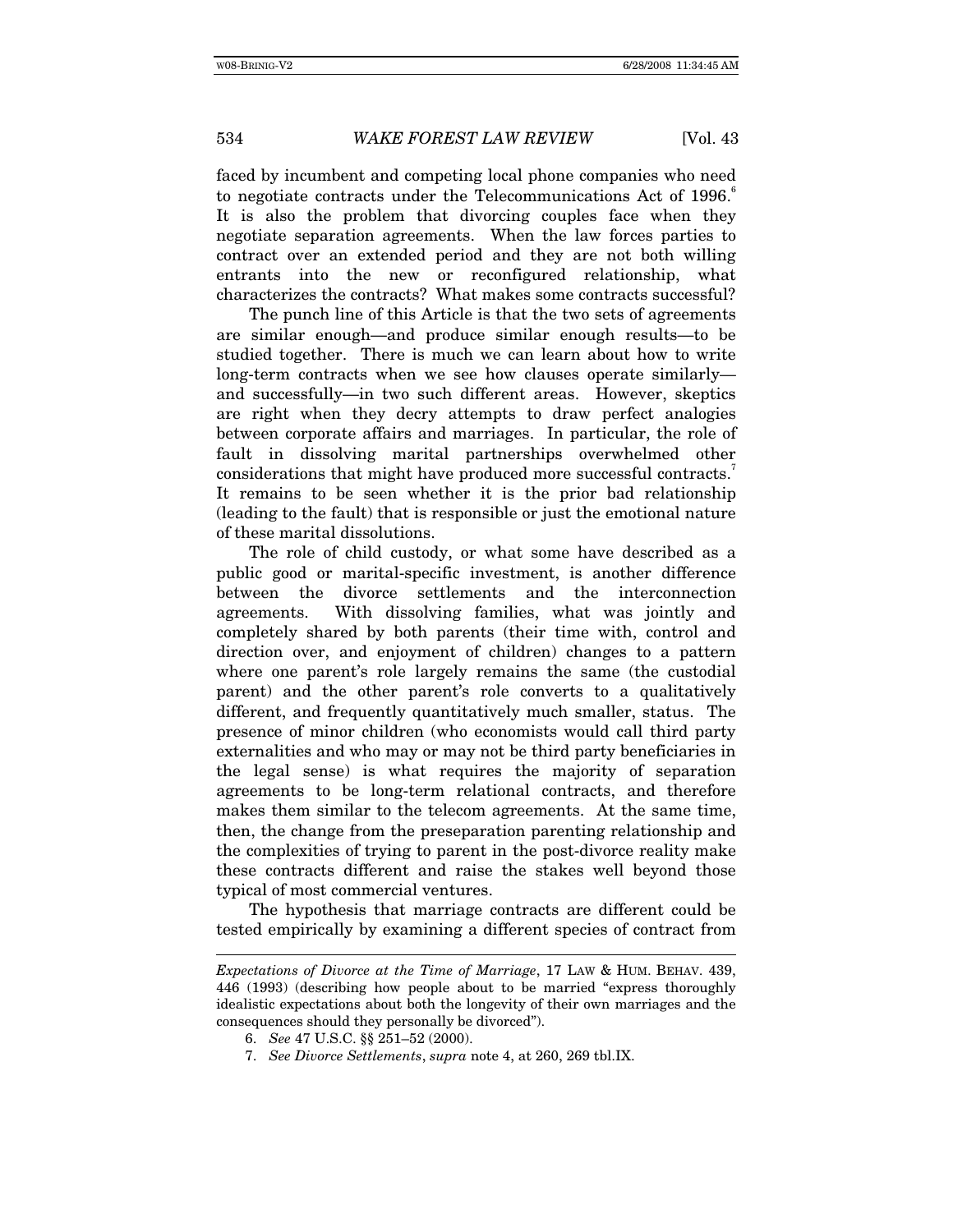faced by incumbent and competing local phone companies who need to negotiate contracts under the Telecommunications Act of 1996.[6] It is also the problem that divorcing couples face when they negotiate separation agreements. When the law forces parties to contract over an extended period and they are not both willing entrants into the new or reconfigured relationship, what characterizes the contracts? What makes some contracts successful?

The punch line of this Article is that the two sets of agreements are similar enough—and produce similar enough results—to be studied together. There is much we can learn about how to write long-term contracts when we see how clauses operate similarly—and successfully—in two such different areas. However, skeptics are right when they decry attempts to draw perfect analogies between corporate affairs and marriages. In particular, the role of fault in dissolving marital partnerships overwhelmed other considerations that might have produced more successful contracts.[7] It remains to be seen whether it is the prior bad relationship (leading to the fault) that is responsible or just the emotional nature of these marital dissolutions.

The role of child custody, or what some have described as a public good or marital-specific investment, is another difference between the divorce settlements and the interconnection agreements. With dissolving families, what was jointly and completely shared by both parents (their time with, control and direction over, and enjoyment of children) changes to a pattern where one parent's role largely remains the same (the custodial parent) and the other parent's role converts to a qualitatively different, and frequently quantitatively much smaller, status. The presence of minor children (who economists would call third party externalities and who may or may not be third party beneficiaries in the legal sense) is what requires the majority of separation agreements to be long-term relational contracts, and therefore makes them similar to the telecom agreements. At the same time, then, the change from the preseparation parenting relationship and the complexities of trying to parent in the post-divorce reality make these contracts different and raise the stakes well beyond those typical of most commercial ventures.

The hypothesis that marriage contracts are different could be tested empirically by examining a different species of contract from

---

*Expectations of Divorce at the Time of Marriage*, 17 LAW & HUM. BEHAV. 439, 446 (1993) (describing how people about to be married "express thoroughly idealistic expectations about both the longevity of their own marriages and the consequences should they personally be divorced").

6. *See* 47 U.S.C. §§ 251–52 (2000).

7. *See Divorce Settlements*, *supra* note 4, at 260, 269 tbl.IX.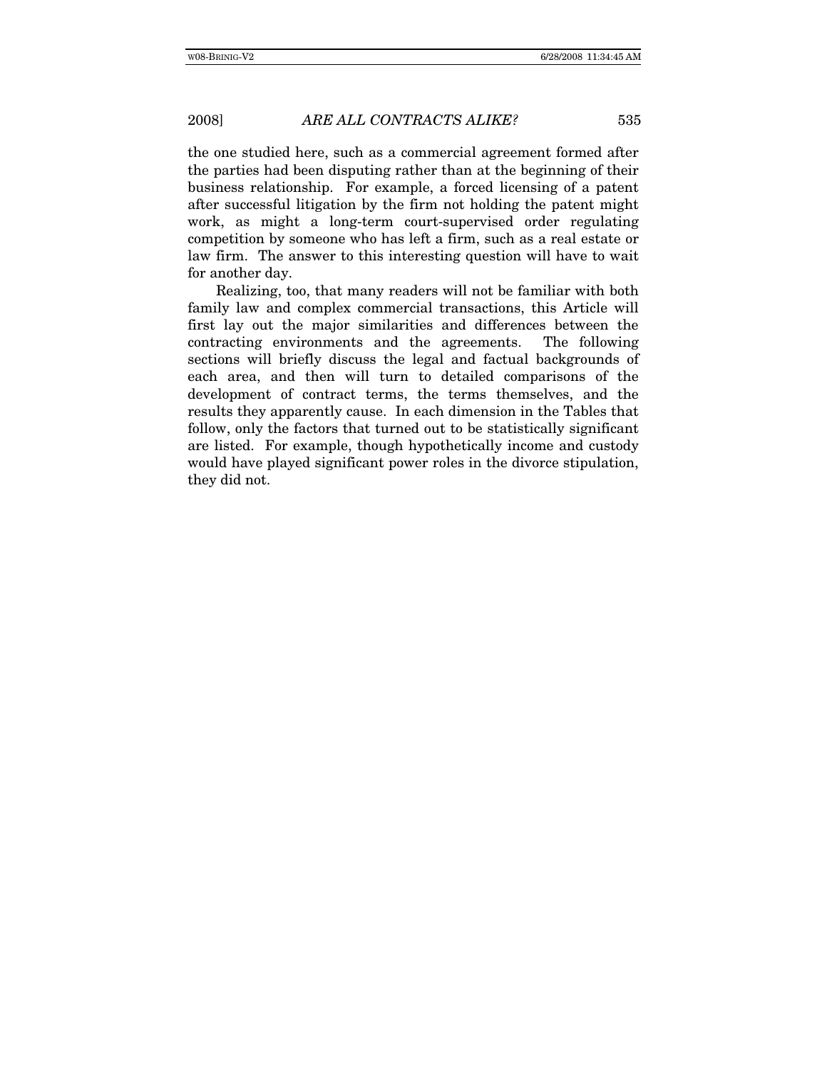the one studied here, such as a commercial agreement formed after the parties had been disputing rather than at the beginning of their business relationship. For example, a forced licensing of a patent after successful litigation by the firm not holding the patent might work, as might a long-term court-supervised order regulating competition by someone who has left a firm, such as a real estate or law firm. The answer to this interesting question will have to wait for another day.

Realizing, too, that many readers will not be familiar with both family law and complex commercial transactions, this Article will first lay out the major similarities and differences between the contracting environments and the agreements. The following sections will briefly discuss the legal and factual backgrounds of each area, and then will turn to detailed comparisons of the development of contract terms, the terms themselves, and the results they apparently cause. In each dimension in the Tables that follow, only the factors that turned out to be statistically significant are listed. For example, though hypothetically income and custody would have played significant power roles in the divorce stipulation, they did not.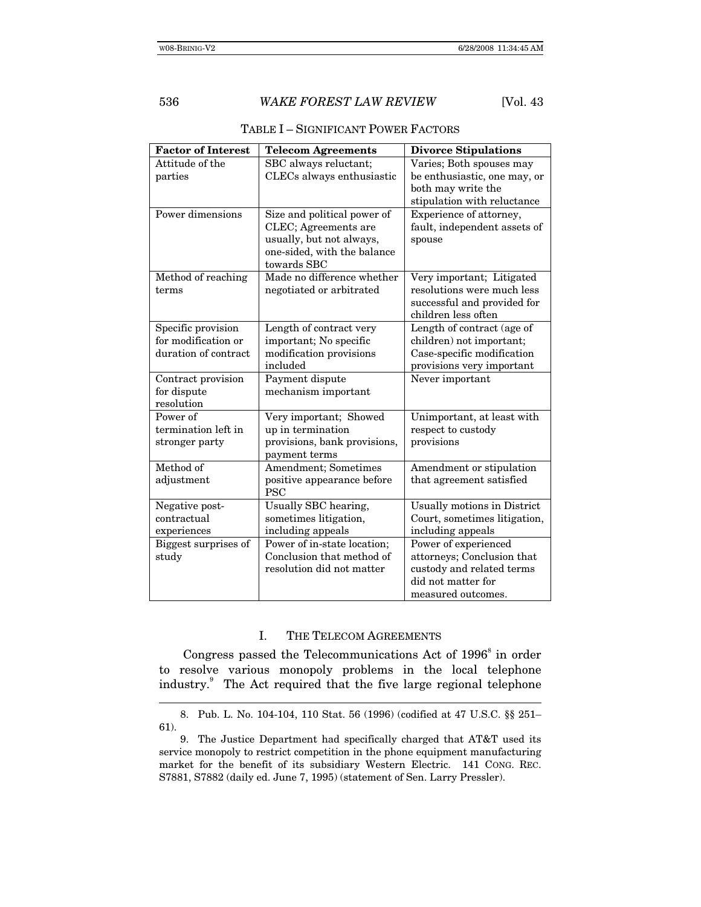TABLE I – SIGNIFICANT POWER FACTORS

| Factor of Interest | Telecom Agreements | Divorce Stipulations |
|---|---|---|
| Attitude of the parties | SBC always reluctant; CLECs always enthusiastic | Varies; Both spouses may be enthusiastic, one may, or both may write the stipulation with reluctance |
| Power dimensions | Size and political power of CLEC; Agreements are usually, but not always, one-sided, with the balance towards SBC | Experience of attorney, fault, independent assets of spouse |
| Method of reaching terms | Made no difference whether negotiated or arbitrated | Very important; Litigated resolutions were much less successful and provided for children less often |
| Specific provision for modification or duration of contract | Length of contract very important; No specific modification provisions included | Length of contract (age of children) not important; Case-specific modification provisions very important |
| Contract provision for dispute resolution | Payment dispute mechanism important | Never important |
| Power of termination left in stronger party | Very important; Showed up in termination provisions, bank provisions, payment terms | Unimportant, at least with respect to custody provisions |
| Method of adjustment | Amendment; Sometimes positive appearance before PSC | Amendment or stipulation that agreement satisfied |
| Negative post-contractual experiences | Usually SBC hearing, sometimes litigation, including appeals | Usually motions in District Court, sometimes litigation, including appeals |
| Biggest surprises of study | Power of in-state location; Conclusion that method of resolution did not matter | Power of experienced attorneys; Conclusion that custody and related terms did not matter for measured outcomes. |

## I. THE TELECOM AGREEMENTS

Congress passed the Telecommunications Act of 1996[8] in order to resolve various monopoly problems in the local telephone industry.[9] The Act required that the five large regional telephone

---

8. Pub. L. No. 104-104, 110 Stat. 56 (1996) (codified at 47 U.S.C. §§ 251–61).

9. The Justice Department had specifically charged that AT&T used its service monopoly to restrict competition in the phone equipment manufacturing market for the benefit of its subsidiary Western Electric. 141 CONG. REC. S7881, S7882 (daily ed. June 7, 1995) (statement of Sen. Larry Pressler).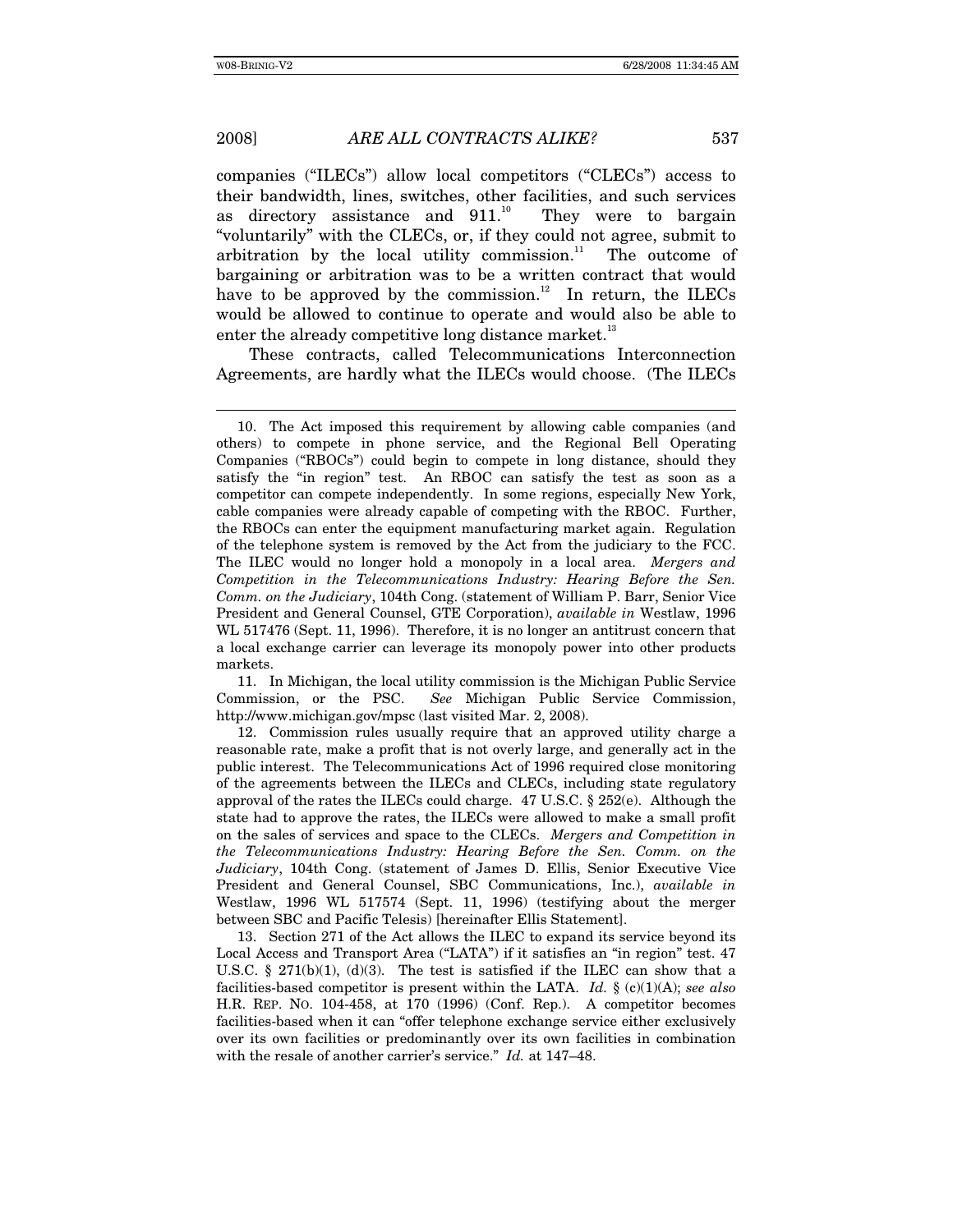companies ("ILECs") allow local competitors ("CLECs") access to their bandwidth, lines, switches, other facilities, and such services as directory assistance and 911.[10] They were to bargain "voluntarily" with the CLECs, or, if they could not agree, submit to arbitration by the local utility commission.[11] The outcome of bargaining or arbitration was to be a written contract that would have to be approved by the commission.[12] In return, the ILECs would be allowed to continue to operate and would also be able to enter the already competitive long distance market.[13]

These contracts, called Telecommunications Interconnection Agreements, are hardly what the ILECs would choose. (The ILECs

---

10. The Act imposed this requirement by allowing cable companies (and others) to compete in phone service, and the Regional Bell Operating Companies ("RBOCs") could begin to compete in long distance, should they satisfy the "in region" test. An RBOC can satisfy the test as soon as a competitor can compete independently. In some regions, especially New York, cable companies were already capable of competing with the RBOC. Further, the RBOCs can enter the equipment manufacturing market again. Regulation of the telephone system is removed by the Act from the judiciary to the FCC. The ILEC would no longer hold a monopoly in a local area. *Mergers and Competition in the Telecommunications Industry: Hearing Before the Sen. Comm. on the Judiciary*, 104th Cong. (statement of William P. Barr, Senior Vice President and General Counsel, GTE Corporation), *available in* Westlaw, 1996 WL 517476 (Sept. 11, 1996). Therefore, it is no longer an antitrust concern that a local exchange carrier can leverage its monopoly power into other products markets.

11. In Michigan, the local utility commission is the Michigan Public Service Commission, or the PSC. *See* Michigan Public Service Commission, http://www.michigan.gov/mpsc (last visited Mar. 2, 2008).

12. Commission rules usually require that an approved utility charge a reasonable rate, make a profit that is not overly large, and generally act in the public interest. The Telecommunications Act of 1996 required close monitoring of the agreements between the ILECs and CLECs, including state regulatory approval of the rates the ILECs could charge. 47 U.S.C. § 252(e). Although the state had to approve the rates, the ILECs were allowed to make a small profit on the sales of services and space to the CLECs. *Mergers and Competition in the Telecommunications Industry: Hearing Before the Sen. Comm. on the Judiciary*, 104th Cong. (statement of James D. Ellis, Senior Executive Vice President and General Counsel, SBC Communications, Inc.), *available in* Westlaw, 1996 WL 517574 (Sept. 11, 1996) (testifying about the merger between SBC and Pacific Telesis) [hereinafter Ellis Statement].

13. Section 271 of the Act allows the ILEC to expand its service beyond its Local Access and Transport Area ("LATA") if it satisfies an "in region" test. 47 U.S.C. § 271(b)(1), (d)(3). The test is satisfied if the ILEC can show that a facilities-based competitor is present within the LATA. *Id.* § (c)(1)(A); *see also* H.R. REP. NO. 104-458, at 170 (1996) (Conf. Rep.). A competitor becomes facilities-based when it can "offer telephone exchange service either exclusively over its own facilities or predominantly over its own facilities in combination with the resale of another carrier's service." *Id.* at 147–48.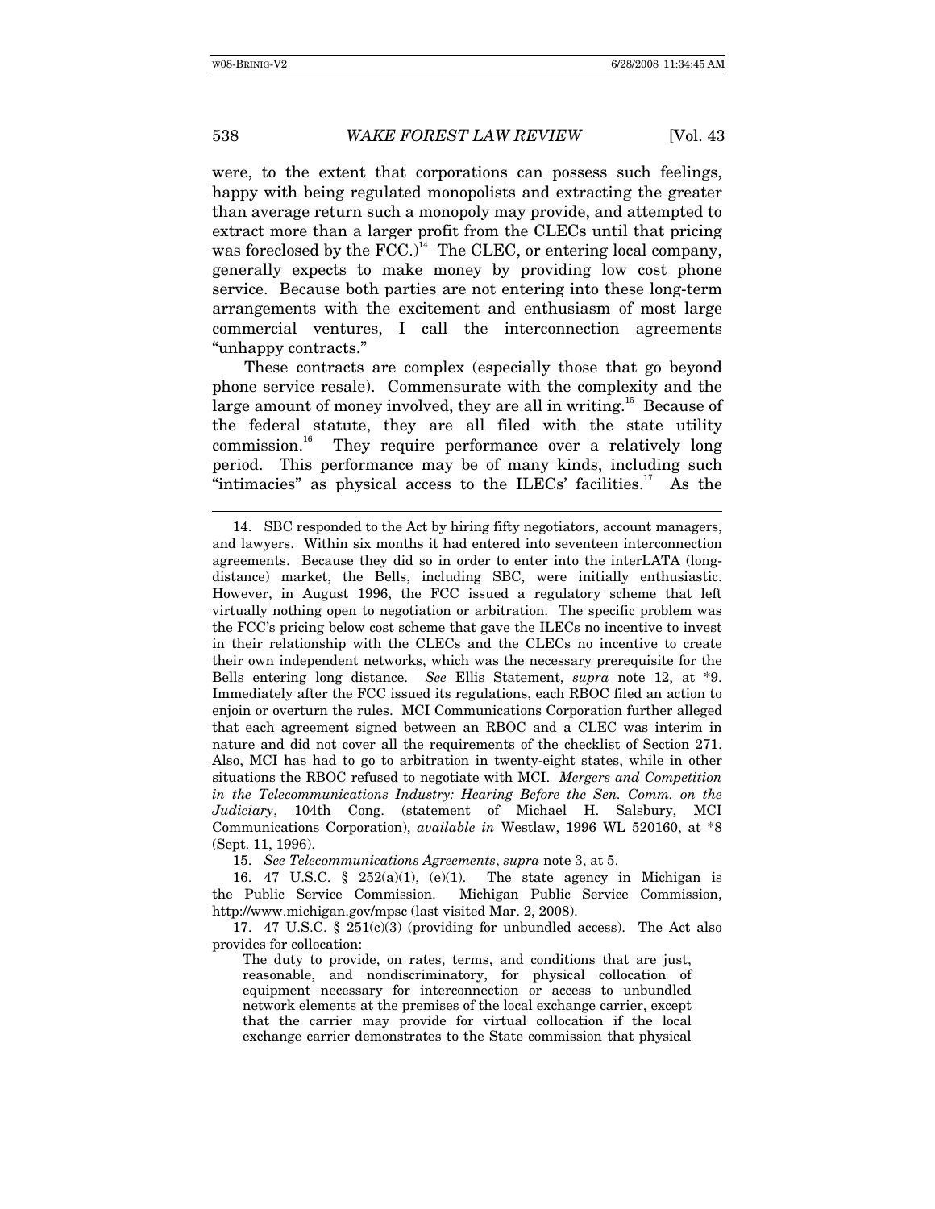were, to the extent that corporations can possess such feelings, happy with being regulated monopolists and extracting the greater than average return such a monopoly may provide, and attempted to extract more than a larger profit from the CLECs until that pricing was foreclosed by the FCC.)[14] The CLEC, or entering local company, generally expects to make money by providing low cost phone service. Because both parties are not entering into these long-term arrangements with the excitement and enthusiasm of most large commercial ventures, I call the interconnection agreements "unhappy contracts."

These contracts are complex (especially those that go beyond phone service resale). Commensurate with the complexity and the large amount of money involved, they are all in writing.[15] Because of the federal statute, they are all filed with the state utility commission.[16] They require performance over a relatively long period. This performance may be of many kinds, including such "intimacies" as physical access to the ILECs' facilities.[17] As the

---

14. SBC responded to the Act by hiring fifty negotiators, account managers, and lawyers. Within six months it had entered into seventeen interconnection agreements. Because they did so in order to enter into the interLATA (long-distance) market, the Bells, including SBC, were initially enthusiastic. However, in August 1996, the FCC issued a regulatory scheme that left virtually nothing open to negotiation or arbitration. The specific problem was the FCC's pricing below cost scheme that gave the ILECs no incentive to invest in their relationship with the CLECs and the CLECs no incentive to create their own independent networks, which was the necessary prerequisite for the Bells entering long distance. *See* Ellis Statement, *supra* note 12, at *9. Immediately after the FCC issued its regulations, each RBOC filed an action to enjoin or overturn the rules. MCI Communications Corporation further alleged that each agreement signed between an RBOC and a CLEC was interim in nature and did not cover all the requirements of the checklist of Section 271. Also, MCI has had to go to arbitration in twenty-eight states, while in other situations the RBOC refused to negotiate with MCI. *Mergers and Competition in the Telecommunications Industry: Hearing Before the Sen. Comm. on the Judiciary*, 104th Cong. (statement of Michael H. Salsbury, MCI Communications Corporation), *available in* Westlaw, 1996 WL 520160, at *8 (Sept. 11, 1996).

15. *See Telecommunications Agreements*, *supra* note 3, at 5.

16. 47 U.S.C. § 252(a)(1), (e)(1). The state agency in Michigan is the Public Service Commission. Michigan Public Service Commission, http://www.michigan.gov/mpsc (last visited Mar. 2, 2008).

17. 47 U.S.C. § 251(c)(3) (providing for unbundled access). The Act also provides for collocation:

> The duty to provide, on rates, terms, and conditions that are just, reasonable, and nondiscriminatory, for physical collocation of equipment necessary for interconnection or access to unbundled network elements at the premises of the local exchange carrier, except that the carrier may provide for virtual collocation if the local exchange carrier demonstrates to the State commission that physical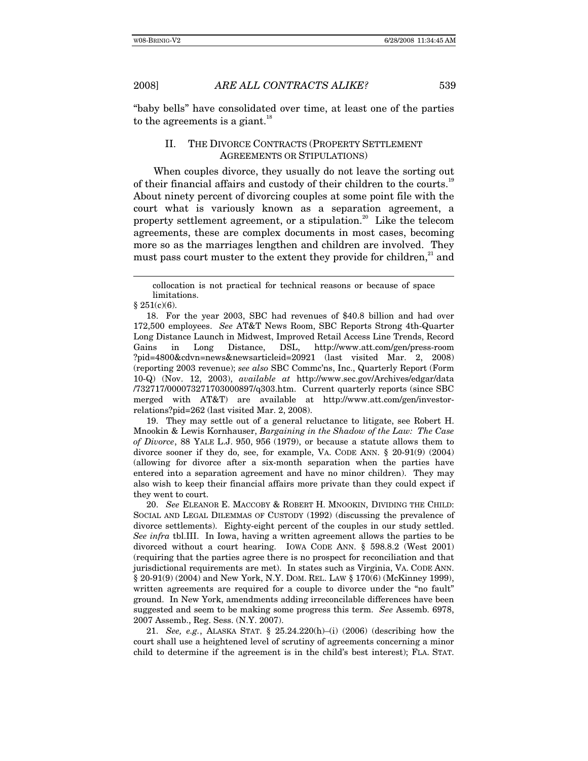"baby bells" have consolidated over time, at least one of the parties to the agreements is a giant.[18]

## II. THE DIVORCE CONTRACTS (PROPERTY SETTLEMENT AGREEMENTS OR STIPULATIONS)

When couples divorce, they usually do not leave the sorting out of their financial affairs and custody of their children to the courts.[19] About ninety percent of divorcing couples at some point file with the court what is variously known as a separation agreement, a property settlement agreement, or a stipulation.[20] Like the telecom agreements, these are complex documents in most cases, becoming more so as the marriages lengthen and children are involved. They must pass court muster to the extent they provide for children,[21] and

---

> collocation is not practical for technical reasons or because of space limitations.

§ 251(c)(6).

18. For the year 2003, SBC had revenues of $40.8 billion and had over 172,500 employees. *See* AT&T News Room, SBC Reports Strong 4th-Quarter Long Distance Launch in Midwest, Improved Retail Access Line Trends, Record Gains in Long Distance, DSL, http://www.att.com/gen/press-room?pid=4800&cdvn=news&newsarticleid=20921 (last visited Mar. 2, 2008) (reporting 2003 revenue); *see also* SBC Commc'ns, Inc., Quarterly Report (Form 10-Q) (Nov. 12, 2003), *available at* http://www.sec.gov/Archives/edgar/data/732717/000073271703000897/q303.htm. Current quarterly reports (since SBC merged with AT&T) are available at http://www.att.com/gen/investor-relations?pid=262 (last visited Mar. 2, 2008).

19. They may settle out of a general reluctance to litigate, see Robert H. Mnookin & Lewis Kornhauser, *Bargaining in the Shadow of the Law: The Case of Divorce*, 88 YALE L.J. 950, 956 (1979), or because a statute allows them to divorce sooner if they do, see, for example, VA. CODE ANN. § 20-91(9) (2004) (allowing for divorce after a six-month separation when the parties have entered into a separation agreement and have no minor children). They may also wish to keep their financial affairs more private than they could expect if they went to court.

20. *See* ELEANOR E. MACCOBY & ROBERT H. MNOOKIN, DIVIDING THE CHILD: SOCIAL AND LEGAL DILEMMAS OF CUSTODY (1992) (discussing the prevalence of divorce settlements). Eighty-eight percent of the couples in our study settled. *See infra* tbl.III. In Iowa, having a written agreement allows the parties to be divorced without a court hearing. IOWA CODE ANN. § 598.8.2 (West 2001) (requiring that the parties agree there is no prospect for reconciliation and that jurisdictional requirements are met). In states such as Virginia, VA. CODE ANN. § 20-91(9) (2004) and New York, N.Y. DOM. REL. LAW § 170(6) (McKinney 1999), written agreements are required for a couple to divorce under the "no fault" ground. In New York, amendments adding irreconcilable differences have been suggested and seem to be making some progress this term. *See* Assemb. 6978, 2007 Assemb., Reg. Sess. (N.Y. 2007).

21. *See, e.g.*, ALASKA STAT. § 25.24.220(h)–(i) (2006) (describing how the court shall use a heightened level of scrutiny of agreements concerning a minor child to determine if the agreement is in the child's best interest); FLA. STAT.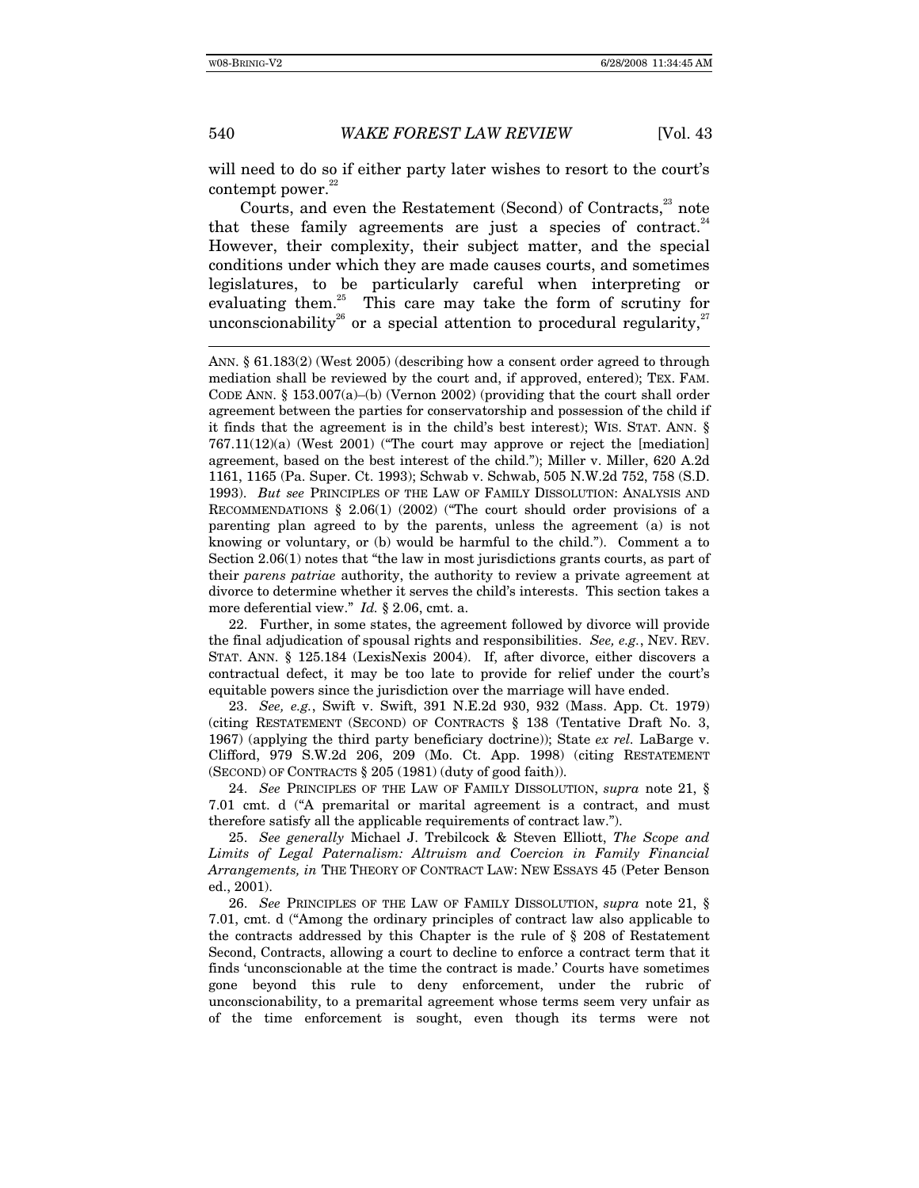will need to do so if either party later wishes to resort to the court's contempt power.[22]

Courts, and even the Restatement (Second) of Contracts,[23] note that these family agreements are just a species of contract.[24] However, their complexity, their subject matter, and the special conditions under which they are made causes courts, and sometimes legislatures, to be particularly careful when interpreting or evaluating them.[25] This care may take the form of scrutiny for unconscionability[26] or a special attention to procedural regularity,[27]

---

ANN. § 61.183(2) (West 2005) (describing how a consent order agreed to through mediation shall be reviewed by the court and, if approved, entered); TEX. FAM. CODE ANN. § 153.007(a)–(b) (Vernon 2002) (providing that the court shall order agreement between the parties for conservatorship and possession of the child if it finds that the agreement is in the child's best interest); WIS. STAT. ANN. § 767.11(12)(a) (West 2001) ("The court may approve or reject the [mediation] agreement, based on the best interest of the child."); Miller v. Miller, 620 A.2d 1161, 1165 (Pa. Super. Ct. 1993); Schwab v. Schwab, 505 N.W.2d 752, 758 (S.D. 1993). *But see* PRINCIPLES OF THE LAW OF FAMILY DISSOLUTION: ANALYSIS AND RECOMMENDATIONS § 2.06(1) (2002) ("The court should order provisions of a parenting plan agreed to by the parents, unless the agreement (a) is not knowing or voluntary, or (b) would be harmful to the child."). Comment a to Section 2.06(1) notes that "the law in most jurisdictions grants courts, as part of their *parens patriae* authority, the authority to review a private agreement at divorce to determine whether it serves the child's interests. This section takes a more deferential view." *Id.* § 2.06, cmt. a.

22. Further, in some states, the agreement followed by divorce will provide the final adjudication of spousal rights and responsibilities. *See, e.g.*, NEV. REV. STAT. ANN. § 125.184 (LexisNexis 2004). If, after divorce, either discovers a contractual defect, it may be too late to provide for relief under the court's equitable powers since the jurisdiction over the marriage will have ended.

23. *See, e.g.*, Swift v. Swift, 391 N.E.2d 930, 932 (Mass. App. Ct. 1979) (citing RESTATEMENT (SECOND) OF CONTRACTS § 138 (Tentative Draft No. 3, 1967) (applying the third party beneficiary doctrine)); State *ex rel.* LaBarge v. Clifford, 979 S.W.2d 206, 209 (Mo. Ct. App. 1998) (citing RESTATEMENT (SECOND) OF CONTRACTS § 205 (1981) (duty of good faith)).

24. *See* PRINCIPLES OF THE LAW OF FAMILY DISSOLUTION, *supra* note 21, § 7.01 cmt. d ("A premarital or marital agreement is a contract, and must therefore satisfy all the applicable requirements of contract law.").

25. *See generally* Michael J. Trebilcock & Steven Elliott, *The Scope and Limits of Legal Paternalism: Altruism and Coercion in Family Financial Arrangements, in* THE THEORY OF CONTRACT LAW: NEW ESSAYS 45 (Peter Benson ed., 2001).

26. *See* PRINCIPLES OF THE LAW OF FAMILY DISSOLUTION, *supra* note 21, § 7.01, cmt. d ("Among the ordinary principles of contract law also applicable to the contracts addressed by this Chapter is the rule of § 208 of Restatement Second, Contracts, allowing a court to decline to enforce a contract term that it finds 'unconscionable at the time the contract is made.' Courts have sometimes gone beyond this rule to deny enforcement, under the rubric of unconscionability, to a premarital agreement whose terms seem very unfair as of the time enforcement is sought, even though its terms were not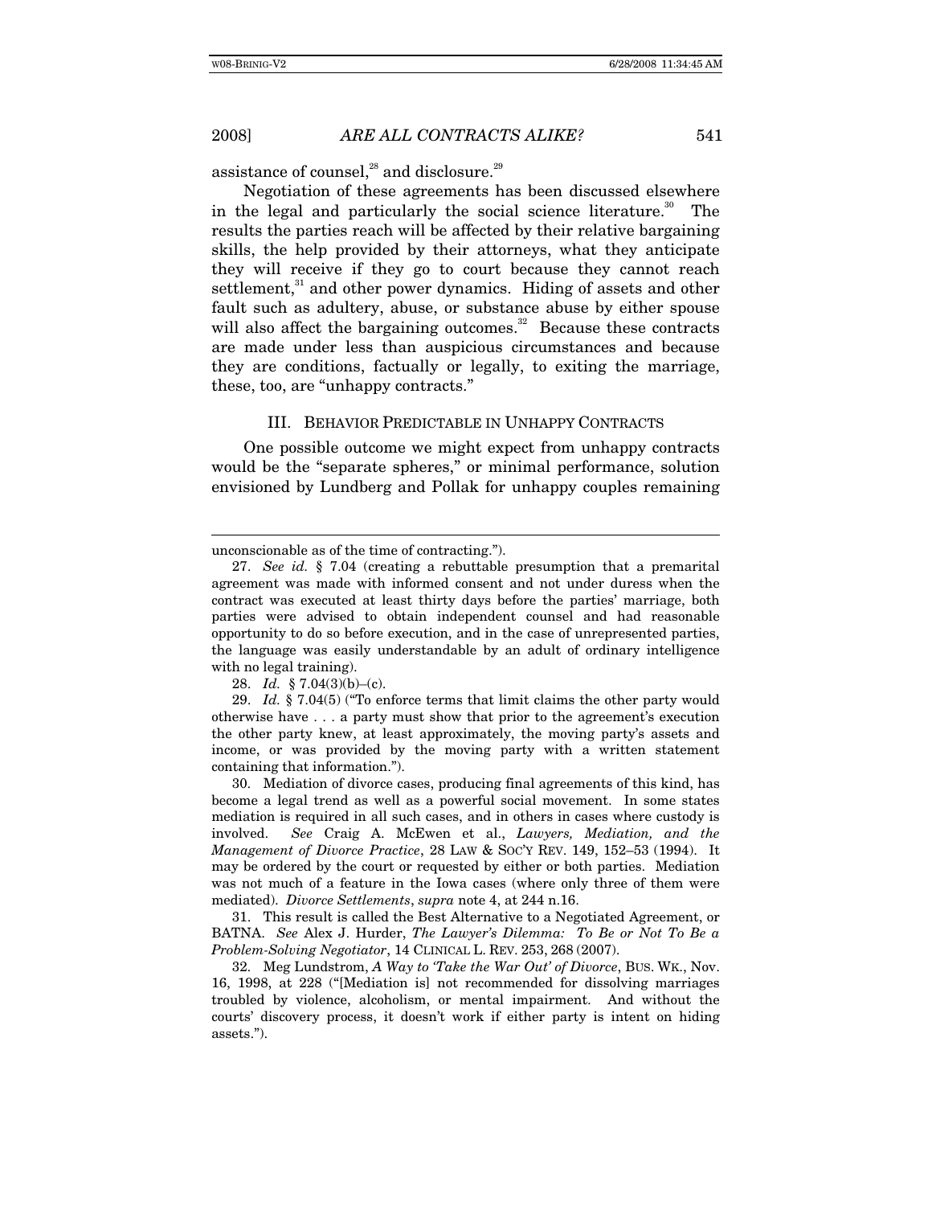assistance of counsel,[28] and disclosure.[29]

Negotiation of these agreements has been discussed elsewhere in the legal and particularly the social science literature.[30] The results the parties reach will be affected by their relative bargaining skills, the help provided by their attorneys, what they anticipate they will receive if they go to court because they cannot reach settlement,[31] and other power dynamics. Hiding of assets and other fault such as adultery, abuse, or substance abuse by either spouse will also affect the bargaining outcomes.[32] Because these contracts are made under less than auspicious circumstances and because they are conditions, factually or legally, to exiting the marriage, these, too, are "unhappy contracts."

## III. BEHAVIOR PREDICTABLE IN UNHAPPY CONTRACTS

One possible outcome we might expect from unhappy contracts would be the "separate spheres," or minimal performance, solution envisioned by Lundberg and Pollak for unhappy couples remaining

---

unconscionable as of the time of contracting.").

27. *See id.* § 7.04 (creating a rebuttable presumption that a premarital agreement was made with informed consent and not under duress when the contract was executed at least thirty days before the parties' marriage, both parties were advised to obtain independent counsel and had reasonable opportunity to do so before execution, and in the case of unrepresented parties, the language was easily understandable by an adult of ordinary intelligence with no legal training).

28. *Id.* § 7.04(3)(b)–(c).

29. *Id.* § 7.04(5) ("To enforce terms that limit claims the other party would otherwise have . . . a party must show that prior to the agreement's execution the other party knew, at least approximately, the moving party's assets and income, or was provided by the moving party with a written statement containing that information.").

30. Mediation of divorce cases, producing final agreements of this kind, has become a legal trend as well as a powerful social movement. In some states mediation is required in all such cases, and in others in cases where custody is involved. *See* Craig A. McEwen et al., *Lawyers, Mediation, and the Management of Divorce Practice*, 28 LAW & SOC'Y REV. 149, 152–53 (1994). It may be ordered by the court or requested by either or both parties. Mediation was not much of a feature in the Iowa cases (where only three of them were mediated). *Divorce Settlements*, *supra* note 4, at 244 n.16.

31. This result is called the Best Alternative to a Negotiated Agreement, or BATNA. *See* Alex J. Hurder, *The Lawyer's Dilemma: To Be or Not To Be a Problem-Solving Negotiator*, 14 CLINICAL L. REV. 253, 268 (2007).

32. Meg Lundstrom, *A Way to 'Take the War Out' of Divorce*, BUS. WK., Nov. 16, 1998, at 228 ("[Mediation is] not recommended for dissolving marriages troubled by violence, alcoholism, or mental impairment. And without the courts' discovery process, it doesn't work if either party is intent on hiding assets.").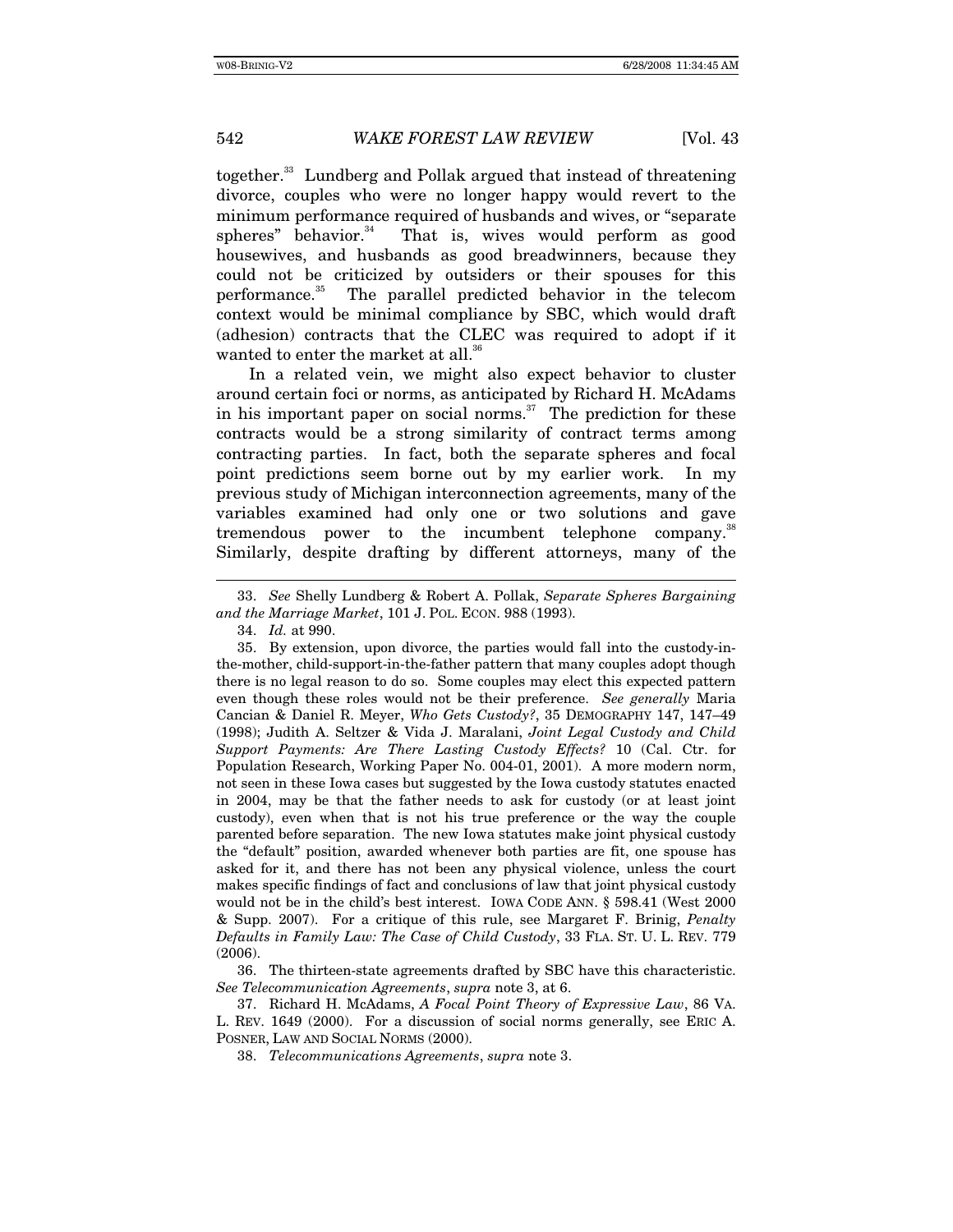together.[33] Lundberg and Pollak argued that instead of threatening divorce, couples who were no longer happy would revert to the minimum performance required of husbands and wives, or "separate spheres" behavior.[34] That is, wives would perform as good housewives, and husbands as good breadwinners, because they could not be criticized by outsiders or their spouses for this performance.[35] The parallel predicted behavior in the telecom context would be minimal compliance by SBC, which would draft (adhesion) contracts that the CLEC was required to adopt if it wanted to enter the market at all.[36]

In a related vein, we might also expect behavior to cluster around certain foci or norms, as anticipated by Richard H. McAdams in his important paper on social norms.[37] The prediction for these contracts would be a strong similarity of contract terms among contracting parties. In fact, both the separate spheres and focal point predictions seem borne out by my earlier work. In my previous study of Michigan interconnection agreements, many of the variables examined had only one or two solutions and gave tremendous power to the incumbent telephone company.[38] Similarly, despite drafting by different attorneys, many of the

---

33. *See* Shelly Lundberg & Robert A. Pollak, *Separate Spheres Bargaining and the Marriage Market*, 101 J. POL. ECON. 988 (1993).

34. *Id.* at 990.

35. By extension, upon divorce, the parties would fall into the custody-in-the-mother, child-support-in-the-father pattern that many couples adopt though there is no legal reason to do so. Some couples may elect this expected pattern even though these roles would not be their preference. *See generally* Maria Cancian & Daniel R. Meyer, *Who Gets Custody?*, 35 DEMOGRAPHY 147, 147–49 (1998); Judith A. Seltzer & Vida J. Maralani, *Joint Legal Custody and Child Support Payments: Are There Lasting Custody Effects?* 10 (Cal. Ctr. for Population Research, Working Paper No. 004-01, 2001). A more modern norm, not seen in these Iowa cases but suggested by the Iowa custody statutes enacted in 2004, may be that the father needs to ask for custody (or at least joint custody), even when that is not his true preference or the way the couple parented before separation. The new Iowa statutes make joint physical custody the "default" position, awarded whenever both parties are fit, one spouse has asked for it, and there has not been any physical violence, unless the court makes specific findings of fact and conclusions of law that joint physical custody would not be in the child's best interest. IOWA CODE ANN. § 598.41 (West 2000 & Supp. 2007). For a critique of this rule, see Margaret F. Brinig, *Penalty Defaults in Family Law: The Case of Child Custody*, 33 FLA. ST. U. L. REV. 779 (2006).

36. The thirteen-state agreements drafted by SBC have this characteristic. *See Telecommunication Agreements*, *supra* note 3, at 6.

37. Richard H. McAdams, *A Focal Point Theory of Expressive Law*, 86 VA. L. REV. 1649 (2000). For a discussion of social norms generally, see ERIC A. POSNER, LAW AND SOCIAL NORMS (2000).

38. *Telecommunications Agreements*, *supra* note 3.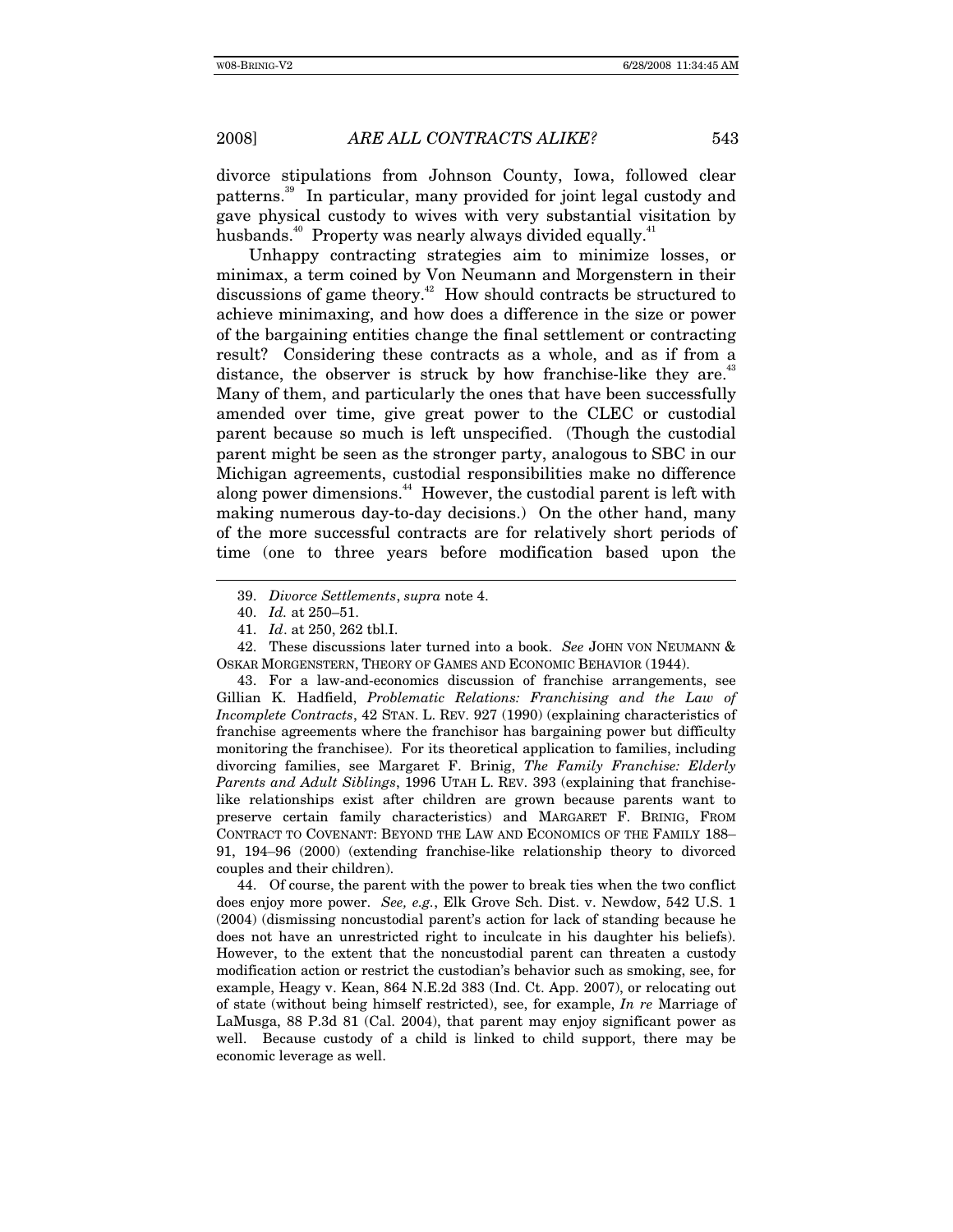divorce stipulations from Johnson County, Iowa, followed clear patterns.[39] In particular, many provided for joint legal custody and gave physical custody to wives with very substantial visitation by husbands.[40] Property was nearly always divided equally.[41]

Unhappy contracting strategies aim to minimize losses, or minimax, a term coined by Von Neumann and Morgenstern in their discussions of game theory.[42] How should contracts be structured to achieve minimaxing, and how does a difference in the size or power of the bargaining entities change the final settlement or contracting result? Considering these contracts as a whole, and as if from a distance, the observer is struck by how franchise-like they are.[43] Many of them, and particularly the ones that have been successfully amended over time, give great power to the CLEC or custodial parent because so much is left unspecified. (Though the custodial parent might be seen as the stronger party, analogous to SBC in our Michigan agreements, custodial responsibilities make no difference along power dimensions.[44] However, the custodial parent is left with making numerous day-to-day decisions.) On the other hand, many of the more successful contracts are for relatively short periods of time (one to three years before modification based upon the

---

39. *Divorce Settlements*, *supra* note 4.

40. *Id.* at 250–51.

41. *Id*. at 250, 262 tbl.I.

42. These discussions later turned into a book. *See* JOHN VON NEUMANN & OSKAR MORGENSTERN, THEORY OF GAMES AND ECONOMIC BEHAVIOR (1944).

43. For a law-and-economics discussion of franchise arrangements, see Gillian K. Hadfield, *Problematic Relations: Franchising and the Law of Incomplete Contracts*, 42 STAN. L. REV. 927 (1990) (explaining characteristics of franchise agreements where the franchisor has bargaining power but difficulty monitoring the franchisee). For its theoretical application to families, including divorcing families, see Margaret F. Brinig, *The Family Franchise: Elderly Parents and Adult Siblings*, 1996 UTAH L. REV. 393 (explaining that franchise-like relationships exist after children are grown because parents want to preserve certain family characteristics) and MARGARET F. BRINIG, FROM CONTRACT TO COVENANT: BEYOND THE LAW AND ECONOMICS OF THE FAMILY 188–91, 194–96 (2000) (extending franchise-like relationship theory to divorced couples and their children).

44. Of course, the parent with the power to break ties when the two conflict does enjoy more power. *See, e.g.*, Elk Grove Sch. Dist. v. Newdow, 542 U.S. 1 (2004) (dismissing noncustodial parent's action for lack of standing because he does not have an unrestricted right to inculcate in his daughter his beliefs). However, to the extent that the noncustodial parent can threaten a custody modification action or restrict the custodian's behavior such as smoking, see, for example, Heagy v. Kean, 864 N.E.2d 383 (Ind. Ct. App. 2007), or relocating out of state (without being himself restricted), see, for example, *In re* Marriage of LaMusga, 88 P.3d 81 (Cal. 2004), that parent may enjoy significant power as well. Because custody of a child is linked to child support, there may be economic leverage as well.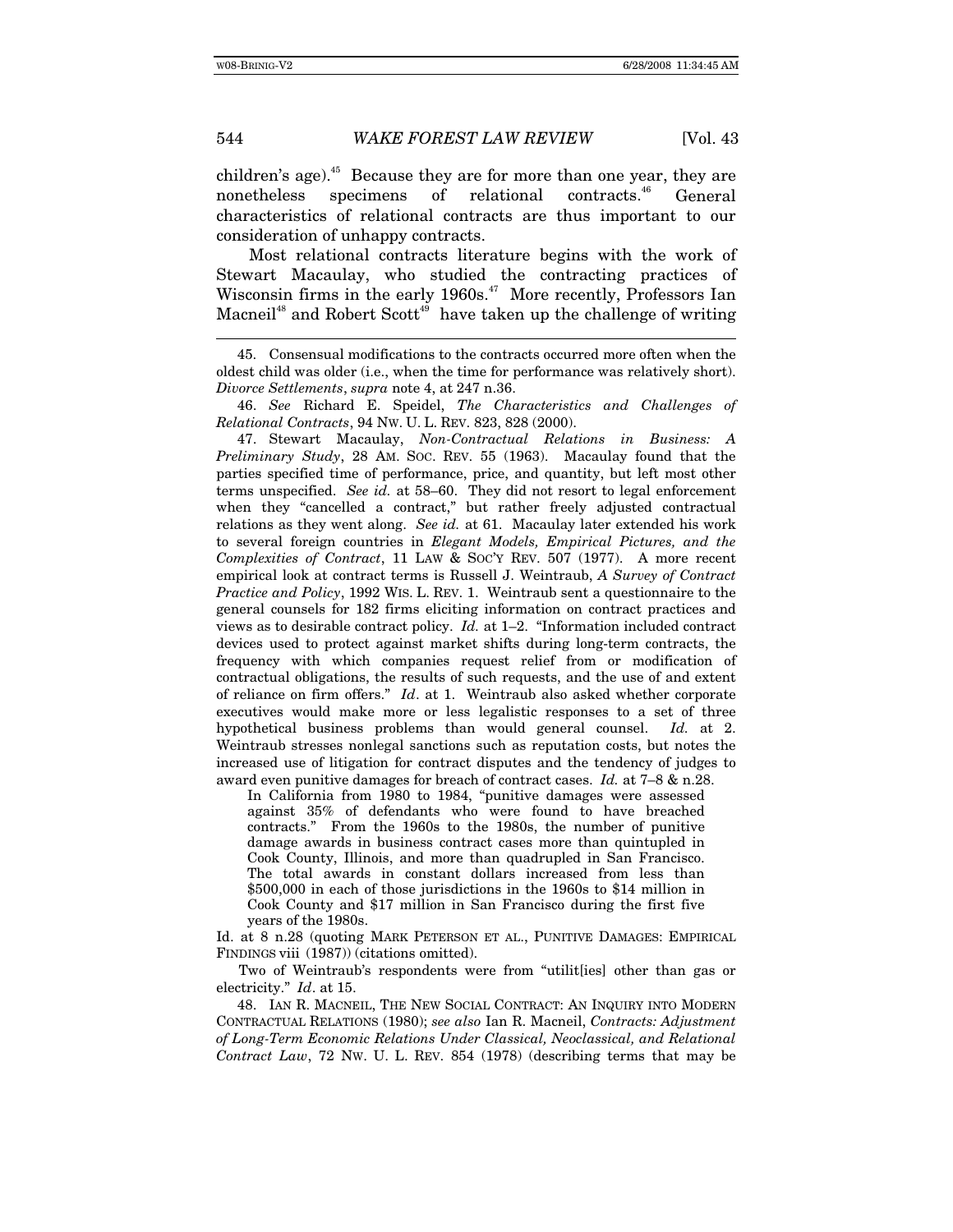children's age).[45] Because they are for more than one year, they are nonetheless specimens of relational contracts.[46] General characteristics of relational contracts are thus important to our consideration of unhappy contracts.

Most relational contracts literature begins with the work of Stewart Macaulay, who studied the contracting practices of Wisconsin firms in the early 1960s.[47] More recently, Professors Ian Macneil[48] and Robert Scott[49] have taken up the challenge of writing

---

45. Consensual modifications to the contracts occurred more often when the oldest child was older (i.e., when the time for performance was relatively short). *Divorce Settlements*, *supra* note 4, at 247 n.36.

46. *See* Richard E. Speidel, *The Characteristics and Challenges of Relational Contracts*, 94 NW. U. L. REV. 823, 828 (2000).

47. Stewart Macaulay, *Non-Contractual Relations in Business: A Preliminary Study*, 28 AM. SOC. REV. 55 (1963). Macaulay found that the parties specified time of performance, price, and quantity, but left most other terms unspecified. *See id.* at 58–60. They did not resort to legal enforcement when they "cancelled a contract," but rather freely adjusted contractual relations as they went along. *See id.* at 61. Macaulay later extended his work to several foreign countries in *Elegant Models, Empirical Pictures, and the Complexities of Contract*, 11 LAW & SOC'Y REV. 507 (1977). A more recent empirical look at contract terms is Russell J. Weintraub, *A Survey of Contract Practice and Policy*, 1992 WIS. L. REV. 1. Weintraub sent a questionnaire to the general counsels for 182 firms eliciting information on contract practices and views as to desirable contract policy. *Id.* at 1–2. "Information included contract devices used to protect against market shifts during long-term contracts, the frequency with which companies request relief from or modification of contractual obligations, the results of such requests, and the use of and extent of reliance on firm offers." *Id*. at 1. Weintraub also asked whether corporate executives would make more or less legalistic responses to a set of three hypothetical business problems than would general counsel. *Id.* at 2. Weintraub stresses nonlegal sanctions such as reputation costs, but notes the increased use of litigation for contract disputes and the tendency of judges to award even punitive damages for breach of contract cases. *Id.* at 7–8 & n.28.

> In California from 1980 to 1984, "punitive damages were assessed against 35% of defendants who were found to have breached contracts." From the 1960s to the 1980s, the number of punitive damage awards in business contract cases more than quintupled in Cook County, Illinois, and more than quadrupled in San Francisco. The total awards in constant dollars increased from less than \$500,000 in each of those jurisdictions in the 1960s to \$14 million in Cook County and \$17 million in San Francisco during the first five years of the 1980s.

Id. at 8 n.28 (quoting MARK PETERSON ET AL., PUNITIVE DAMAGES: EMPIRICAL FINDINGS viii (1987)) (citations omitted).

Two of Weintraub's respondents were from "utilit[ies] other than gas or electricity." *Id*. at 15.

48. IAN R. MACNEIL, THE NEW SOCIAL CONTRACT: AN INQUIRY INTO MODERN CONTRACTUAL RELATIONS (1980); *see also* Ian R. Macneil, *Contracts: Adjustment of Long-Term Economic Relations Under Classical, Neoclassical, and Relational Contract Law*, 72 NW. U. L. REV. 854 (1978) (describing terms that may be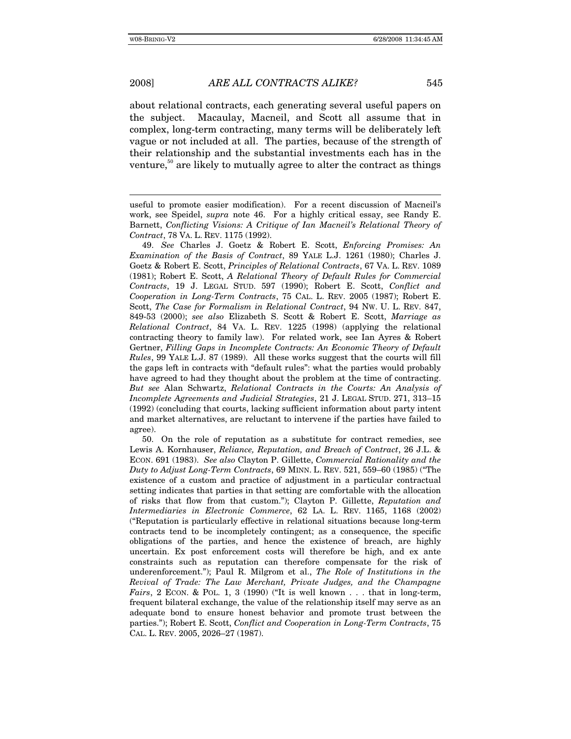about relational contracts, each generating several useful papers on the subject. Macaulay, Macneil, and Scott all assume that in complex, long-term contracting, many terms will be deliberately left vague or not included at all. The parties, because of the strength of their relationship and the substantial investments each has in the venture,[50] are likely to mutually agree to alter the contract as things

---

useful to promote easier modification). For a recent discussion of Macneil's work, see Speidel, *supra* note 46. For a highly critical essay, see Randy E. Barnett, *Conflicting Visions: A Critique of Ian Macneil's Relational Theory of Contract*, 78 VA. L. REV. 1175 (1992).

49. *See* Charles J. Goetz & Robert E. Scott, *Enforcing Promises: An Examination of the Basis of Contract*, 89 YALE L.J. 1261 (1980); Charles J. Goetz & Robert E. Scott, *Principles of Relational Contracts*, 67 VA. L. REV. 1089 (1981); Robert E. Scott, *A Relational Theory of Default Rules for Commercial Contracts*, 19 J. LEGAL STUD. 597 (1990); Robert E. Scott, *Conflict and Cooperation in Long-Term Contracts*, 75 CAL. L. REV. 2005 (1987); Robert E. Scott, *The Case for Formalism in Relational Contract*, 94 NW. U. L. REV. 847, 849-53 (2000); *see also* Elizabeth S. Scott & Robert E. Scott, *Marriage as Relational Contract*, 84 VA. L. REV. 1225 (1998) (applying the relational contracting theory to family law). For related work, see Ian Ayres & Robert Gertner, *Filling Gaps in Incomplete Contracts: An Economic Theory of Default Rules*, 99 YALE L.J. 87 (1989). All these works suggest that the courts will fill the gaps left in contracts with "default rules": what the parties would probably have agreed to had they thought about the problem at the time of contracting. *But see* Alan Schwartz, *Relational Contracts in the Courts: An Analysis of Incomplete Agreements and Judicial Strategies*, 21 J. LEGAL STUD. 271, 313–15 (1992) (concluding that courts, lacking sufficient information about party intent and market alternatives, are reluctant to intervene if the parties have failed to agree).

50. On the role of reputation as a substitute for contract remedies, see Lewis A. Kornhauser, *Reliance, Reputation, and Breach of Contract*, 26 J.L. & ECON. 691 (1983). *See also* Clayton P. Gillette, *Commercial Rationality and the Duty to Adjust Long-Term Contracts*, 69 MINN. L. REV. 521, 559–60 (1985) ("The existence of a custom and practice of adjustment in a particular contractual setting indicates that parties in that setting are comfortable with the allocation of risks that flow from that custom."); Clayton P. Gillette, *Reputation and Intermediaries in Electronic Commerce*, 62 LA. L. REV. 1165, 1168 (2002) ("Reputation is particularly effective in relational situations because long-term contracts tend to be incompletely contingent; as a consequence, the specific obligations of the parties, and hence the existence of breach, are highly uncertain. Ex post enforcement costs will therefore be high, and ex ante constraints such as reputation can therefore compensate for the risk of underenforcement."); Paul R. Milgrom et al., *The Role of Institutions in the Revival of Trade: The Law Merchant, Private Judges, and the Champagne Fairs*, 2 ECON. & POL. 1, 3 (1990) ("It is well known . . . that in long-term, frequent bilateral exchange, the value of the relationship itself may serve as an adequate bond to ensure honest behavior and promote trust between the parties."); Robert E. Scott, *Conflict and Cooperation in Long-Term Contracts*, 75 CAL. L. REV. 2005, 2026–27 (1987).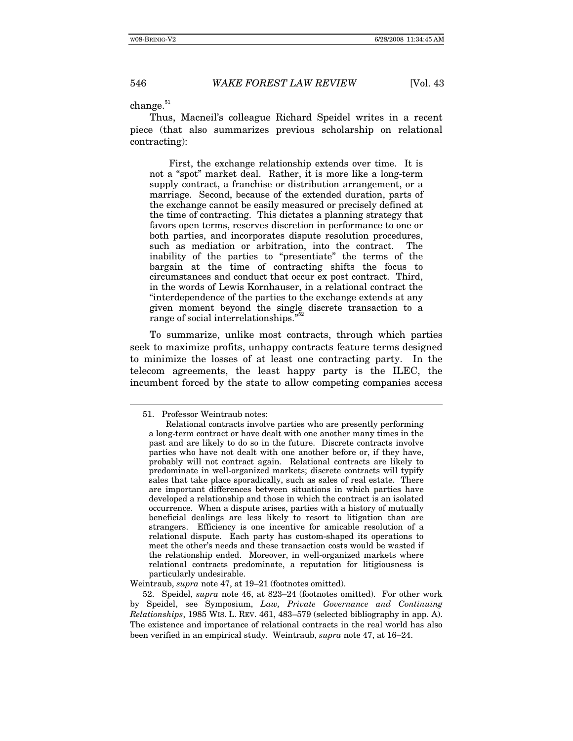change.[51]

Thus, Macneil's colleague Richard Speidel writes in a recent piece (that also summarizes previous scholarship on relational contracting):

> First, the exchange relationship extends over time. It is not a "spot" market deal. Rather, it is more like a long-term supply contract, a franchise or distribution arrangement, or a marriage. Second, because of the extended duration, parts of the exchange cannot be easily measured or precisely defined at the time of contracting. This dictates a planning strategy that favors open terms, reserves discretion in performance to one or both parties, and incorporates dispute resolution procedures, such as mediation or arbitration, into the contract. The inability of the parties to "presentiate" the terms of the bargain at the time of contracting shifts the focus to circumstances and conduct that occur ex post contract. Third, in the words of Lewis Kornhauser, in a relational contract the "interdependence of the parties to the exchange extends at any given moment beyond the single discrete transaction to a range of social interrelationships."[52]

To summarize, unlike most contracts, through which parties seek to maximize profits, unhappy contracts feature terms designed to minimize the losses of at least one contracting party. In the telecom agreements, the least happy party is the ILEC, the incumbent forced by the state to allow competing companies access

---

51. Professor Weintraub notes:

> Relational contracts involve parties who are presently performing a long-term contract or have dealt with one another many times in the past and are likely to do so in the future. Discrete contracts involve parties who have not dealt with one another before or, if they have, probably will not contract again. Relational contracts are likely to predominate in well-organized markets; discrete contracts will typify sales that take place sporadically, such as sales of real estate. There are important differences between situations in which parties have developed a relationship and those in which the contract is an isolated occurrence. When a dispute arises, parties with a history of mutually beneficial dealings are less likely to resort to litigation than are strangers. Efficiency is one incentive for amicable resolution of a relational dispute. Each party has custom-shaped its operations to meet the other's needs and these transaction costs would be wasted if the relationship ended. Moreover, in well-organized markets where relational contracts predominate, a reputation for litigiousness is particularly undesirable.

Weintraub, *supra* note 47, at 19–21 (footnotes omitted).

52. Speidel, *supra* note 46, at 823–24 (footnotes omitted). For other work by Speidel, see Symposium, *Law, Private Governance and Continuing Relationships*, 1985 WIS. L. REV. 461, 483–579 (selected bibliography in app. A). The existence and importance of relational contracts in the real world has also been verified in an empirical study. Weintraub, *supra* note 47, at 16–24.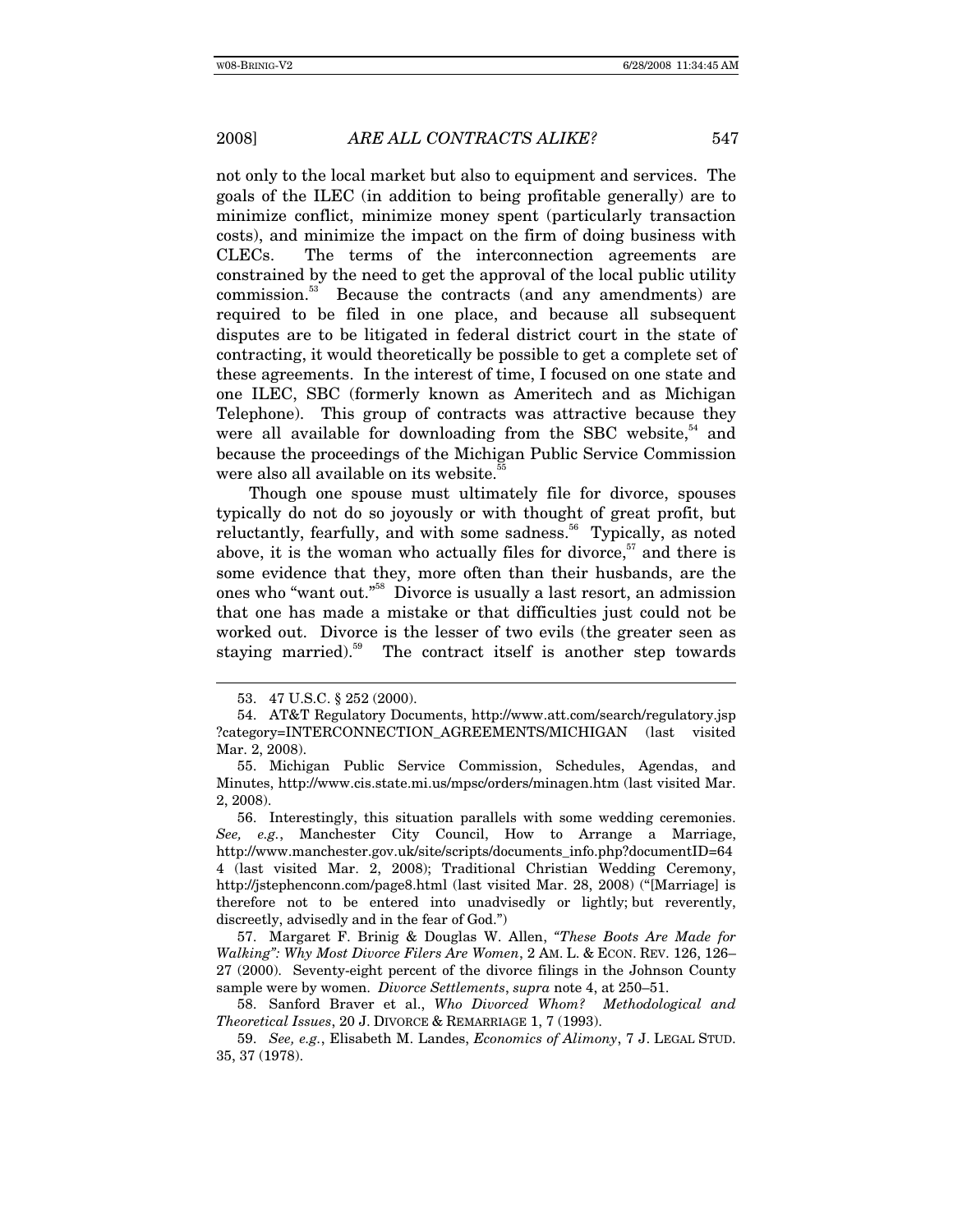not only to the local market but also to equipment and services. The goals of the ILEC (in addition to being profitable generally) are to minimize conflict, minimize money spent (particularly transaction costs), and minimize the impact on the firm of doing business with CLECs. The terms of the interconnection agreements are constrained by the need to get the approval of the local public utility commission.[53] Because the contracts (and any amendments) are required to be filed in one place, and because all subsequent disputes are to be litigated in federal district court in the state of contracting, it would theoretically be possible to get a complete set of these agreements. In the interest of time, I focused on one state and one ILEC, SBC (formerly known as Ameritech and as Michigan Telephone). This group of contracts was attractive because they were all available for downloading from the SBC website,[54] and because the proceedings of the Michigan Public Service Commission were also all available on its website.[55]

Though one spouse must ultimately file for divorce, spouses typically do not do so joyously or with thought of great profit, but reluctantly, fearfully, and with some sadness.[56] Typically, as noted above, it is the woman who actually files for divorce,[57] and there is some evidence that they, more often than their husbands, are the ones who "want out."[58] Divorce is usually a last resort, an admission that one has made a mistake or that difficulties just could not be worked out. Divorce is the lesser of two evils (the greater seen as staying married).[59] The contract itself is another step towards

---

53. 47 U.S.C. § 252 (2000).

54. AT&T Regulatory Documents, http://www.att.com/search/regulatory.jsp?category=INTERCONNECTION_AGREEMENTS/MICHIGAN (last visited Mar. 2, 2008).

55. Michigan Public Service Commission, Schedules, Agendas, and Minutes, http://www.cis.state.mi.us/mpsc/orders/minagen.htm (last visited Mar. 2, 2008).

56. Interestingly, this situation parallels with some wedding ceremonies. *See, e.g.*, Manchester City Council, How to Arrange a Marriage, http://www.manchester.gov.uk/site/scripts/documents_info.php?documentID=644 (last visited Mar. 2, 2008); Traditional Christian Wedding Ceremony, http://jstephenconn.com/page8.html (last visited Mar. 28, 2008) ("[Marriage] is therefore not to be entered into unadvisedly or lightly; but reverently, discreetly, advisedly and in the fear of God.")

57. Margaret F. Brinig & Douglas W. Allen, *"These Boots Are Made for Walking": Why Most Divorce Filers Are Women*, 2 AM. L. & ECON. REV. 126, 126–27 (2000). Seventy-eight percent of the divorce filings in the Johnson County sample were by women. *Divorce Settlements*, *supra* note 4, at 250–51.

58. Sanford Braver et al., *Who Divorced Whom? Methodological and Theoretical Issues*, 20 J. DIVORCE & REMARRIAGE 1, 7 (1993).

59. *See, e.g.*, Elisabeth M. Landes, *Economics of Alimony*, 7 J. LEGAL STUD. 35, 37 (1978).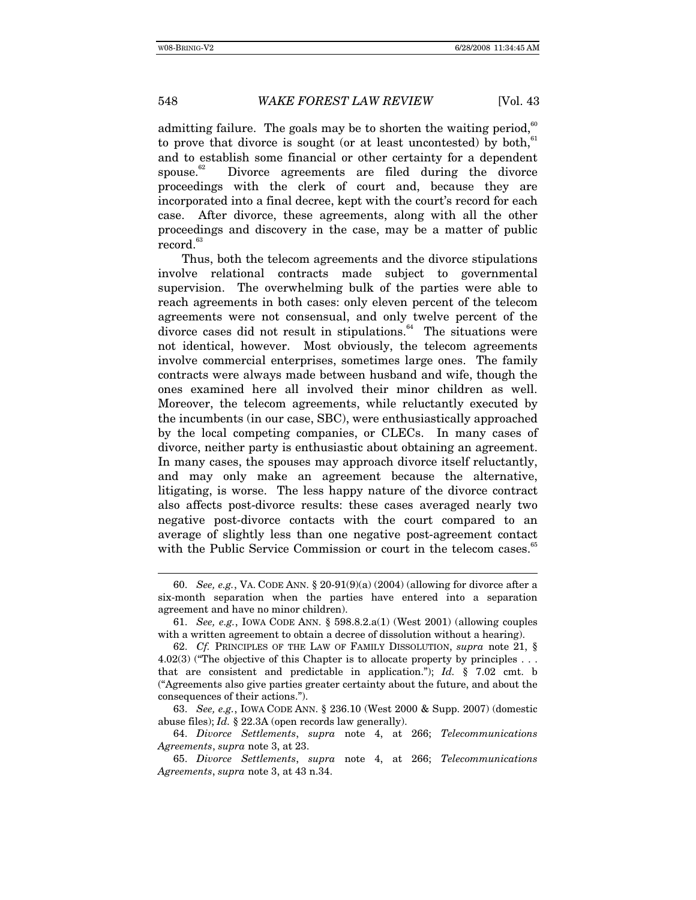admitting failure. The goals may be to shorten the waiting period,[60] to prove that divorce is sought (or at least uncontested) by both,[61] and to establish some financial or other certainty for a dependent spouse.[62] Divorce agreements are filed during the divorce proceedings with the clerk of court and, because they are incorporated into a final decree, kept with the court's record for each case. After divorce, these agreements, along with all the other proceedings and discovery in the case, may be a matter of public record.[63]

Thus, both the telecom agreements and the divorce stipulations involve relational contracts made subject to governmental supervision. The overwhelming bulk of the parties were able to reach agreements in both cases: only eleven percent of the telecom agreements were not consensual, and only twelve percent of the divorce cases did not result in stipulations.[64] The situations were not identical, however. Most obviously, the telecom agreements involve commercial enterprises, sometimes large ones. The family contracts were always made between husband and wife, though the ones examined here all involved their minor children as well. Moreover, the telecom agreements, while reluctantly executed by the incumbents (in our case, SBC), were enthusiastically approached by the local competing companies, or CLECs. In many cases of divorce, neither party is enthusiastic about obtaining an agreement. In many cases, the spouses may approach divorce itself reluctantly, and may only make an agreement because the alternative, litigating, is worse. The less happy nature of the divorce contract also affects post-divorce results: these cases averaged nearly two negative post-divorce contacts with the court compared to an average of slightly less than one negative post-agreement contact with the Public Service Commission or court in the telecom cases.[65]

---

60. *See, e.g.*, VA. CODE ANN. § 20-91(9)(a) (2004) (allowing for divorce after a six-month separation when the parties have entered into a separation agreement and have no minor children).

61. *See, e.g.*, IOWA CODE ANN. § 598.8.2.a(1) (West 2001) (allowing couples with a written agreement to obtain a decree of dissolution without a hearing).

62. *Cf.* PRINCIPLES OF THE LAW OF FAMILY DISSOLUTION, *supra* note 21, § 4.02(3) ("The objective of this Chapter is to allocate property by principles . . . that are consistent and predictable in application."); *Id.* § 7.02 cmt. b ("Agreements also give parties greater certainty about the future, and about the consequences of their actions.").

63. *See, e.g.*, IOWA CODE ANN. § 236.10 (West 2000 & Supp. 2007) (domestic abuse files); *Id.* § 22.3A (open records law generally).

64. *Divorce Settlements*, *supra* note 4, at 266; *Telecommunications Agreements*, *supra* note 3, at 23.

65. *Divorce Settlements*, *supra* note 4, at 266; *Telecommunications Agreements*, *supra* note 3, at 43 n.34.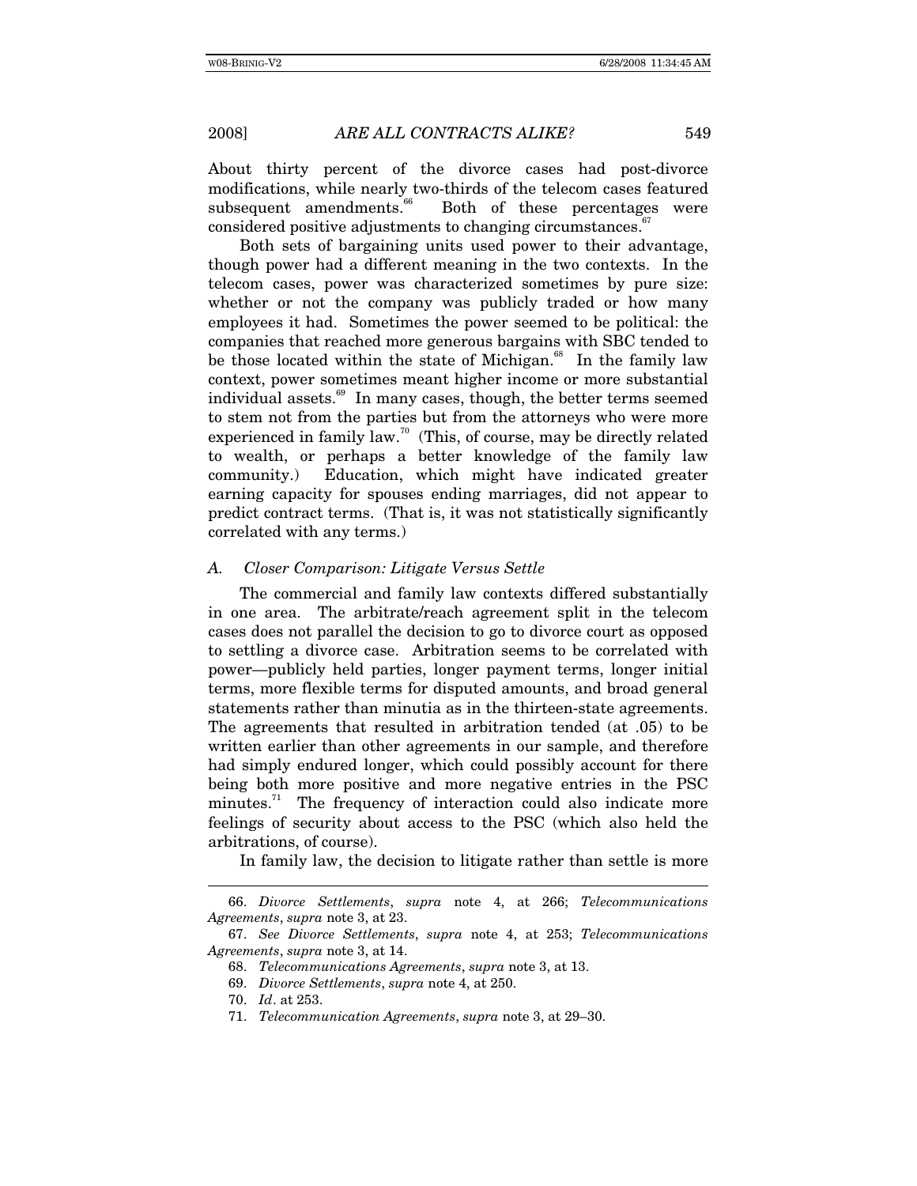About thirty percent of the divorce cases had post-divorce modifications, while nearly two-thirds of the telecom cases featured subsequent amendments.[66] Both of these percentages were considered positive adjustments to changing circumstances.[67]

Both sets of bargaining units used power to their advantage, though power had a different meaning in the two contexts. In the telecom cases, power was characterized sometimes by pure size: whether or not the company was publicly traded or how many employees it had. Sometimes the power seemed to be political: the companies that reached more generous bargains with SBC tended to be those located within the state of Michigan.[68] In the family law context, power sometimes meant higher income or more substantial individual assets.[69] In many cases, though, the better terms seemed to stem not from the parties but from the attorneys who were more experienced in family law.[70] (This, of course, may be directly related to wealth, or perhaps a better knowledge of the family law community.) Education, which might have indicated greater earning capacity for spouses ending marriages, did not appear to predict contract terms. (That is, it was not statistically significantly correlated with any terms.)

### *A. Closer Comparison: Litigate Versus Settle*

The commercial and family law contexts differed substantially in one area. The arbitrate/reach agreement split in the telecom cases does not parallel the decision to go to divorce court as opposed to settling a divorce case. Arbitration seems to be correlated with power—publicly held parties, longer payment terms, longer initial terms, more flexible terms for disputed amounts, and broad general statements rather than minutia as in the thirteen-state agreements. The agreements that resulted in arbitration tended (at .05) to be written earlier than other agreements in our sample, and therefore had simply endured longer, which could possibly account for there being both more positive and more negative entries in the PSC minutes.[71] The frequency of interaction could also indicate more feelings of security about access to the PSC (which also held the arbitrations, of course).

In family law, the decision to litigate rather than settle is more

---

66. *Divorce Settlements*, *supra* note 4, at 266; *Telecommunications Agreements*, *supra* note 3, at 23.

67. *See Divorce Settlements*, *supra* note 4, at 253; *Telecommunications Agreements*, *supra* note 3, at 14.

68. *Telecommunications Agreements*, *supra* note 3, at 13.

69. *Divorce Settlements*, *supra* note 4, at 250.

70. *Id*. at 253.

71. *Telecommunication Agreements*, *supra* note 3, at 29–30.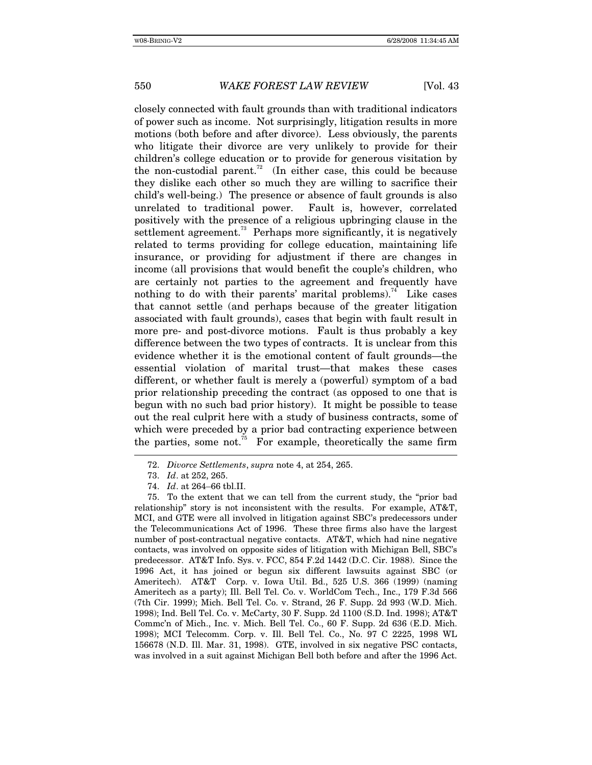closely connected with fault grounds than with traditional indicators of power such as income. Not surprisingly, litigation results in more motions (both before and after divorce). Less obviously, the parents who litigate their divorce are very unlikely to provide for their children's college education or to provide for generous visitation by the non-custodial parent.[72] (In either case, this could be because they dislike each other so much they are willing to sacrifice their child's well-being.) The presence or absence of fault grounds is also unrelated to traditional power. Fault is, however, correlated positively with the presence of a religious upbringing clause in the settlement agreement.[73] Perhaps more significantly, it is negatively related to terms providing for college education, maintaining life insurance, or providing for adjustment if there are changes in income (all provisions that would benefit the couple's children, who are certainly not parties to the agreement and frequently have nothing to do with their parents' marital problems).[74] Like cases that cannot settle (and perhaps because of the greater litigation associated with fault grounds), cases that begin with fault result in more pre- and post-divorce motions. Fault is thus probably a key difference between the two types of contracts. It is unclear from this evidence whether it is the emotional content of fault grounds—the essential violation of marital trust—that makes these cases different, or whether fault is merely a (powerful) symptom of a bad prior relationship preceding the contract (as opposed to one that is begun with no such bad prior history). It might be possible to tease out the real culprit here with a study of business contracts, some of which were preceded by a prior bad contracting experience between the parties, some not.[75] For example, theoretically the same firm

---

72. *Divorce Settlements*, *supra* note 4, at 254, 265.

73. *Id*. at 252, 265.

74. *Id*. at 264–66 tbl.II.

75. To the extent that we can tell from the current study, the "prior bad relationship" story is not inconsistent with the results. For example, AT&T, MCI, and GTE were all involved in litigation against SBC's predecessors under the Telecommunications Act of 1996. These three firms also have the largest number of post-contractual negative contacts. AT&T, which had nine negative contacts, was involved on opposite sides of litigation with Michigan Bell, SBC's predecessor. AT&T Info. Sys. v. FCC, 854 F.2d 1442 (D.C. Cir. 1988). Since the 1996 Act, it has joined or begun six different lawsuits against SBC (or Ameritech). AT&T Corp. v. Iowa Util. Bd., 525 U.S. 366 (1999) (naming Ameritech as a party); Ill. Bell Tel. Co. v. WorldCom Tech., Inc., 179 F.3d 566 (7th Cir. 1999); Mich. Bell Tel. Co. v. Strand, 26 F. Supp. 2d 993 (W.D. Mich. 1998); Ind. Bell Tel. Co. v. McCarty, 30 F. Supp. 2d 1100 (S.D. Ind. 1998); AT&T Commc'n of Mich., Inc. v. Mich. Bell Tel. Co., 60 F. Supp. 2d 636 (E.D. Mich. 1998); MCI Telecomm. Corp. v. Ill. Bell Tel. Co., No. 97 C 2225, 1998 WL 156678 (N.D. Ill. Mar. 31, 1998). GTE, involved in six negative PSC contacts, was involved in a suit against Michigan Bell both before and after the 1996 Act.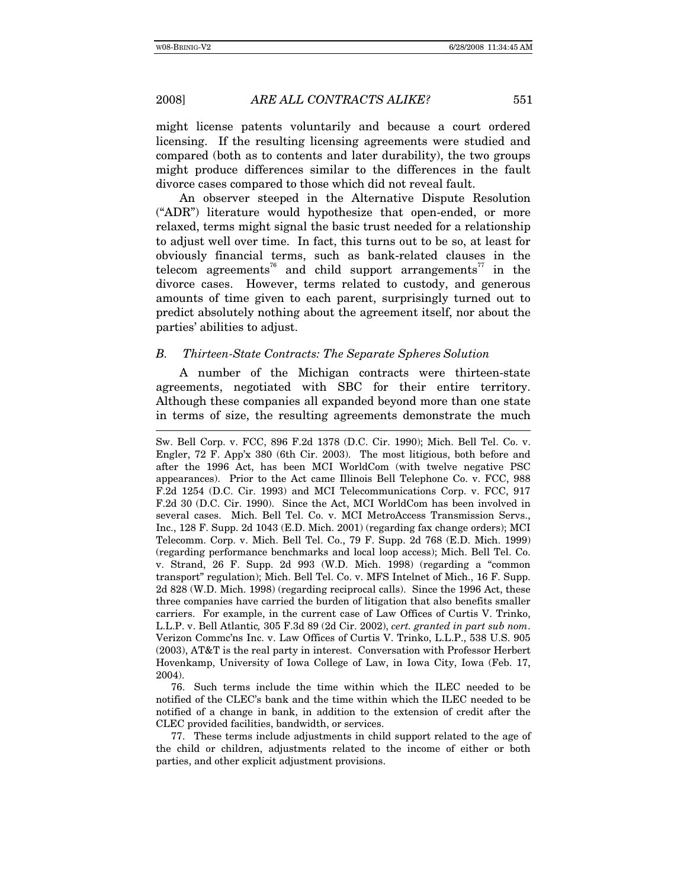might license patents voluntarily and because a court ordered licensing. If the resulting licensing agreements were studied and compared (both as to contents and later durability), the two groups might produce differences similar to the differences in the fault divorce cases compared to those which did not reveal fault.

An observer steeped in the Alternative Dispute Resolution ("ADR") literature would hypothesize that open-ended, or more relaxed, terms might signal the basic trust needed for a relationship to adjust well over time. In fact, this turns out to be so, at least for obviously financial terms, such as bank-related clauses in the telecom agreements[76] and child support arrangements[77] in the divorce cases. However, terms related to custody, and generous amounts of time given to each parent, surprisingly turned out to predict absolutely nothing about the agreement itself, nor about the parties' abilities to adjust.

### *B. Thirteen-State Contracts: The Separate Spheres Solution*

A number of the Michigan contracts were thirteen-state agreements, negotiated with SBC for their entire territory. Although these companies all expanded beyond more than one state in terms of size, the resulting agreements demonstrate the much

---

Sw. Bell Corp. v. FCC, 896 F.2d 1378 (D.C. Cir. 1990); Mich. Bell Tel. Co. v. Engler, 72 F. App'x 380 (6th Cir. 2003). The most litigious, both before and after the 1996 Act, has been MCI WorldCom (with twelve negative PSC appearances). Prior to the Act came Illinois Bell Telephone Co. v. FCC, 988 F.2d 1254 (D.C. Cir. 1993) and MCI Telecommunications Corp. v. FCC, 917 F.2d 30 (D.C. Cir. 1990). Since the Act, MCI WorldCom has been involved in several cases. Mich. Bell Tel. Co. v. MCI MetroAccess Transmission Servs., Inc., 128 F. Supp. 2d 1043 (E.D. Mich. 2001) (regarding fax change orders); MCI Telecomm. Corp. v. Mich. Bell Tel. Co., 79 F. Supp. 2d 768 (E.D. Mich. 1999) (regarding performance benchmarks and local loop access); Mich. Bell Tel. Co. v. Strand, 26 F. Supp. 2d 993 (W.D. Mich. 1998) (regarding a "common transport" regulation); Mich. Bell Tel. Co. v. MFS Intelnet of Mich., 16 F. Supp. 2d 828 (W.D. Mich. 1998) (regarding reciprocal calls). Since the 1996 Act, these three companies have carried the burden of litigation that also benefits smaller carriers. For example, in the current case of Law Offices of Curtis V. Trinko, L.L.P. v. Bell Atlantic*,* 305 F.3d 89 (2d Cir. 2002), *cert. granted in part sub nom*. Verizon Commc'ns Inc. v. Law Offices of Curtis V. Trinko, L.L.P., 538 U.S. 905 (2003), AT&T is the real party in interest. Conversation with Professor Herbert Hovenkamp, University of Iowa College of Law, in Iowa City, Iowa (Feb. 17, 2004).

76. Such terms include the time within which the ILEC needed to be notified of the CLEC's bank and the time within which the ILEC needed to be notified of a change in bank, in addition to the extension of credit after the CLEC provided facilities, bandwidth, or services.

77. These terms include adjustments in child support related to the age of the child or children, adjustments related to the income of either or both parties, and other explicit adjustment provisions.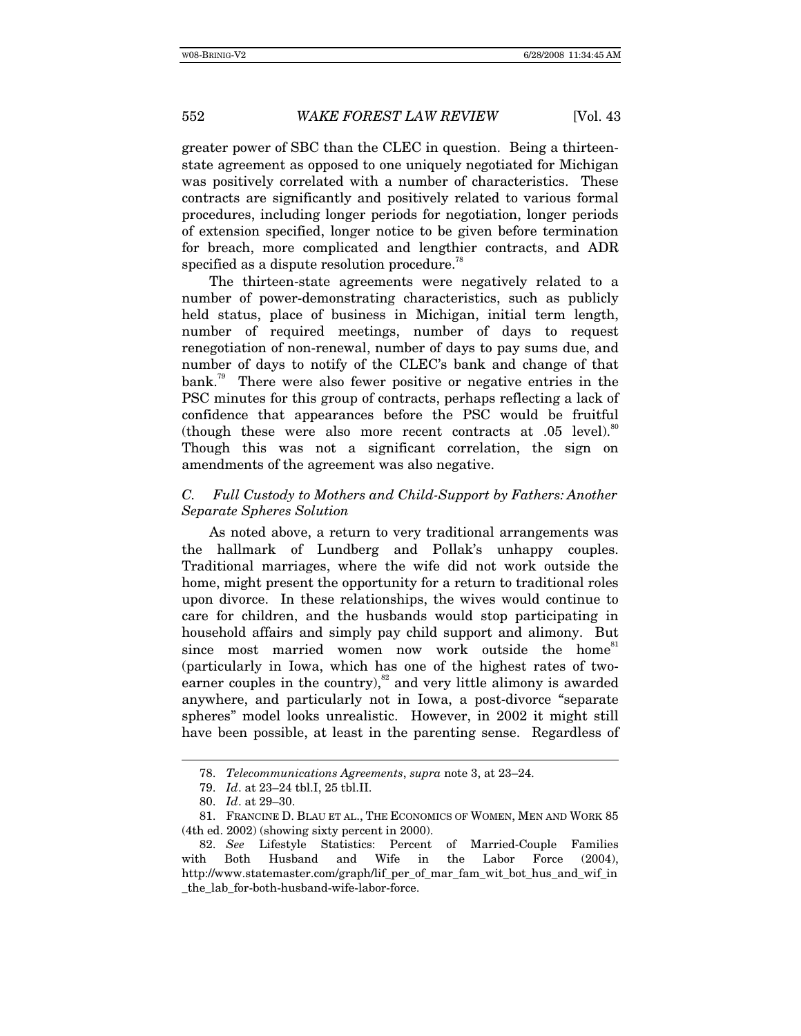greater power of SBC than the CLEC in question. Being a thirteen-state agreement as opposed to one uniquely negotiated for Michigan was positively correlated with a number of characteristics. These contracts are significantly and positively related to various formal procedures, including longer periods for negotiation, longer periods of extension specified, longer notice to be given before termination for breach, more complicated and lengthier contracts, and ADR specified as a dispute resolution procedure.[78]

The thirteen-state agreements were negatively related to a number of power-demonstrating characteristics, such as publicly held status, place of business in Michigan, initial term length, number of required meetings, number of days to request renegotiation of non-renewal, number of days to pay sums due, and number of days to notify of the CLEC's bank and change of that bank.[79] There were also fewer positive or negative entries in the PSC minutes for this group of contracts, perhaps reflecting a lack of confidence that appearances before the PSC would be fruitful (though these were also more recent contracts at .05 level).[80] Though this was not a significant correlation, the sign on amendments of the agreement was also negative.

### *C. Full Custody to Mothers and Child-Support by Fathers: Another Separate Spheres Solution*

As noted above, a return to very traditional arrangements was the hallmark of Lundberg and Pollak's unhappy couples. Traditional marriages, where the wife did not work outside the home, might present the opportunity for a return to traditional roles upon divorce. In these relationships, the wives would continue to care for children, and the husbands would stop participating in household affairs and simply pay child support and alimony. But since most married women now work outside the home[81] (particularly in Iowa, which has one of the highest rates of two-earner couples in the country),[82] and very little alimony is awarded anywhere, and particularly not in Iowa, a post-divorce "separate spheres" model looks unrealistic. However, in 2002 it might still have been possible, at least in the parenting sense. Regardless of

---

78. *Telecommunications Agreements*, *supra* note 3, at 23–24.

79. *Id*. at 23–24 tbl.I, 25 tbl.II.

80. *Id*. at 29–30.

81. FRANCINE D. BLAU ET AL., THE ECONOMICS OF WOMEN, MEN AND WORK 85 (4th ed. 2002) (showing sixty percent in 2000).

82. *See* Lifestyle Statistics: Percent of Married-Couple Families with Both Husband and Wife in the Labor Force (2004), http://www.statemaster.com/graph/lif_per_of_mar_fam_wit_bot_hus_and_wif_in_the_lab_for-both-husband-wife-labor-force.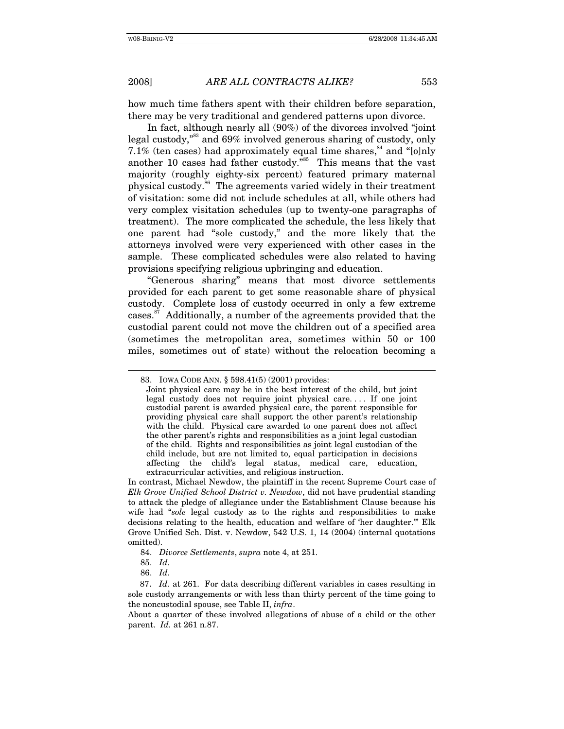how much time fathers spent with their children before separation, there may be very traditional and gendered patterns upon divorce.

In fact, although nearly all (90%) of the divorces involved "joint legal custody,"[83] and 69% involved generous sharing of custody, only 7.1% (ten cases) had approximately equal time shares,[84] and "[o]nly another 10 cases had father custody."[85] This means that the vast majority (roughly eighty-six percent) featured primary maternal physical custody.[86] The agreements varied widely in their treatment of visitation: some did not include schedules at all, while others had very complex visitation schedules (up to twenty-one paragraphs of treatment). The more complicated the schedule, the less likely that one parent had "sole custody," and the more likely that the attorneys involved were very experienced with other cases in the sample. These complicated schedules were also related to having provisions specifying religious upbringing and education.

"Generous sharing" means that most divorce settlements provided for each parent to get some reasonable share of physical custody. Complete loss of custody occurred in only a few extreme cases.[87] Additionally, a number of the agreements provided that the custodial parent could not move the children out of a specified area (sometimes the metropolitan area, sometimes within 50 or 100 miles, sometimes out of state) without the relocation becoming a

---

83. IOWA CODE ANN. § 598.41(5) (2001) provides:

> Joint physical care may be in the best interest of the child, but joint legal custody does not require joint physical care. . . . If one joint custodial parent is awarded physical care, the parent responsible for providing physical care shall support the other parent's relationship with the child. Physical care awarded to one parent does not affect the other parent's rights and responsibilities as a joint legal custodian of the child. Rights and responsibilities as joint legal custodian of the child include, but are not limited to, equal participation in decisions affecting the child's legal status, medical care, education, extracurricular activities, and religious instruction.

In contrast, Michael Newdow, the plaintiff in the recent Supreme Court case of *Elk Grove Unified School District v. Newdow*, did not have prudential standing to attack the pledge of allegiance under the Establishment Clause because his wife had "*sole* legal custody as to the rights and responsibilities to make decisions relating to the health, education and welfare of 'her daughter.'" Elk Grove Unified Sch. Dist. v. Newdow, 542 U.S. 1, 14 (2004) (internal quotations omitted).

84. *Divorce Settlements*, *supra* note 4, at 251.

85. *Id.*

86. *Id.*

87. *Id.* at 261. For data describing different variables in cases resulting in sole custody arrangements or with less than thirty percent of the time going to the noncustodial spouse, see Table II, *infra*.

About a quarter of these involved allegations of abuse of a child or the other parent. *Id.* at 261 n.87.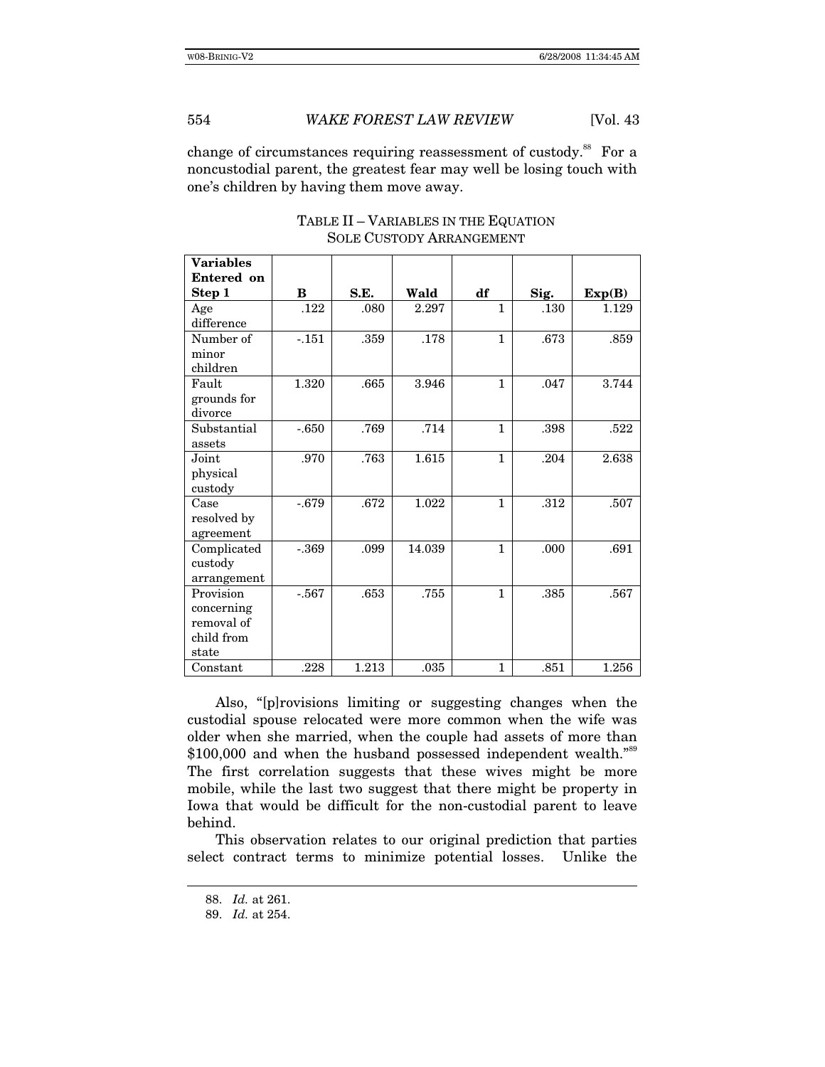change of circumstances requiring reassessment of custody.[88] For a noncustodial parent, the greatest fear may well be losing touch with one's children by having them move away.

TABLE II – VARIABLES IN THE EQUATION
SOLE CUSTODY ARRANGEMENT

| Variables Entered on Step 1 | B | S.E. | Wald | df | Sig. | Exp(B) |
|---|---|---|---|---|---|---|
| Age difference | .122 | .080 | 2.297 | 1 | .130 | 1.129 |
| Number of minor children | -.151 | .359 | .178 | 1 | .673 | .859 |
| Fault grounds for divorce | 1.320 | .665 | 3.946 | 1 | .047 | 3.744 |
| Substantial assets | -.650 | .769 | .714 | 1 | .398 | .522 |
| Joint physical custody | .970 | .763 | 1.615 | 1 | .204 | 2.638 |
| Case resolved by agreement | -.679 | .672 | 1.022 | 1 | .312 | .507 |
| Complicated custody arrangement | -.369 | .099 | 14.039 | 1 | .000 | .691 |
| Provision concerning removal of child from state | -.567 | .653 | .755 | 1 | .385 | .567 |
| Constant | .228 | 1.213 | .035 | 1 | .851 | 1.256 |

Also, "[p]rovisions limiting or suggesting changes when the custodial spouse relocated were more common when the wife was older when she married, when the couple had assets of more than $100,000 and when the husband possessed independent wealth."[89] The first correlation suggests that these wives might be more mobile, while the last two suggest that there might be property in Iowa that would be difficult for the non-custodial parent to leave behind.

This observation relates to our original prediction that parties select contract terms to minimize potential losses. Unlike the

88. *Id.* at 261.

89. *Id.* at 254.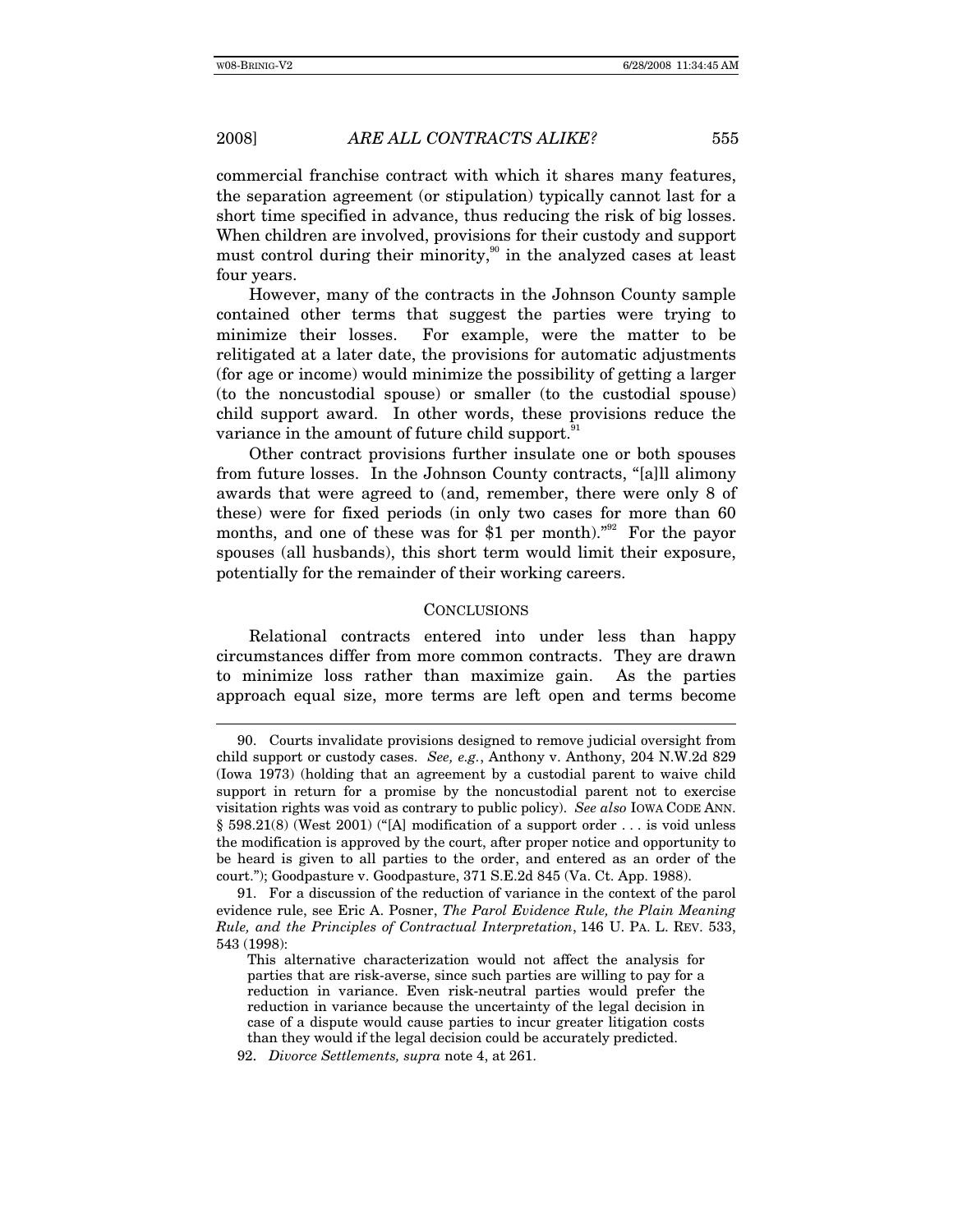commercial franchise contract with which it shares many features, the separation agreement (or stipulation) typically cannot last for a short time specified in advance, thus reducing the risk of big losses. When children are involved, provisions for their custody and support must control during their minority,[90] in the analyzed cases at least four years.

However, many of the contracts in the Johnson County sample contained other terms that suggest the parties were trying to minimize their losses. For example, were the matter to be relitigated at a later date, the provisions for automatic adjustments (for age or income) would minimize the possibility of getting a larger (to the noncustodial spouse) or smaller (to the custodial spouse) child support award. In other words, these provisions reduce the variance in the amount of future child support.[91]

Other contract provisions further insulate one or both spouses from future losses. In the Johnson County contracts, "[a]ll alimony awards that were agreed to (and, remember, there were only 8 of these) were for fixed periods (in only two cases for more than 60 months, and one of these was for $1 per month)."[92] For the payor spouses (all husbands), this short term would limit their exposure, potentially for the remainder of their working careers.

## CONCLUSIONS

Relational contracts entered into under less than happy circumstances differ from more common contracts. They are drawn to minimize loss rather than maximize gain. As the parties approach equal size, more terms are left open and terms become

---

90. Courts invalidate provisions designed to remove judicial oversight from child support or custody cases. *See, e.g.*, Anthony v. Anthony, 204 N.W.2d 829 (Iowa 1973) (holding that an agreement by a custodial parent to waive child support in return for a promise by the noncustodial parent not to exercise visitation rights was void as contrary to public policy). *See also* IOWA CODE ANN. § 598.21(8) (West 2001) ("[A] modification of a support order . . . is void unless the modification is approved by the court, after proper notice and opportunity to be heard is given to all parties to the order, and entered as an order of the court."); Goodpasture v. Goodpasture, 371 S.E.2d 845 (Va. Ct. App. 1988).

91. For a discussion of the reduction of variance in the context of the parol evidence rule, see Eric A. Posner, *The Parol Evidence Rule, the Plain Meaning Rule, and the Principles of Contractual Interpretation*, 146 U. PA. L. REV. 533, 543 (1998):

> This alternative characterization would not affect the analysis for parties that are risk-averse, since such parties are willing to pay for a reduction in variance. Even risk-neutral parties would prefer the reduction in variance because the uncertainty of the legal decision in case of a dispute would cause parties to incur greater litigation costs than they would if the legal decision could be accurately predicted.

92. *Divorce Settlements, supra* note 4, at 261.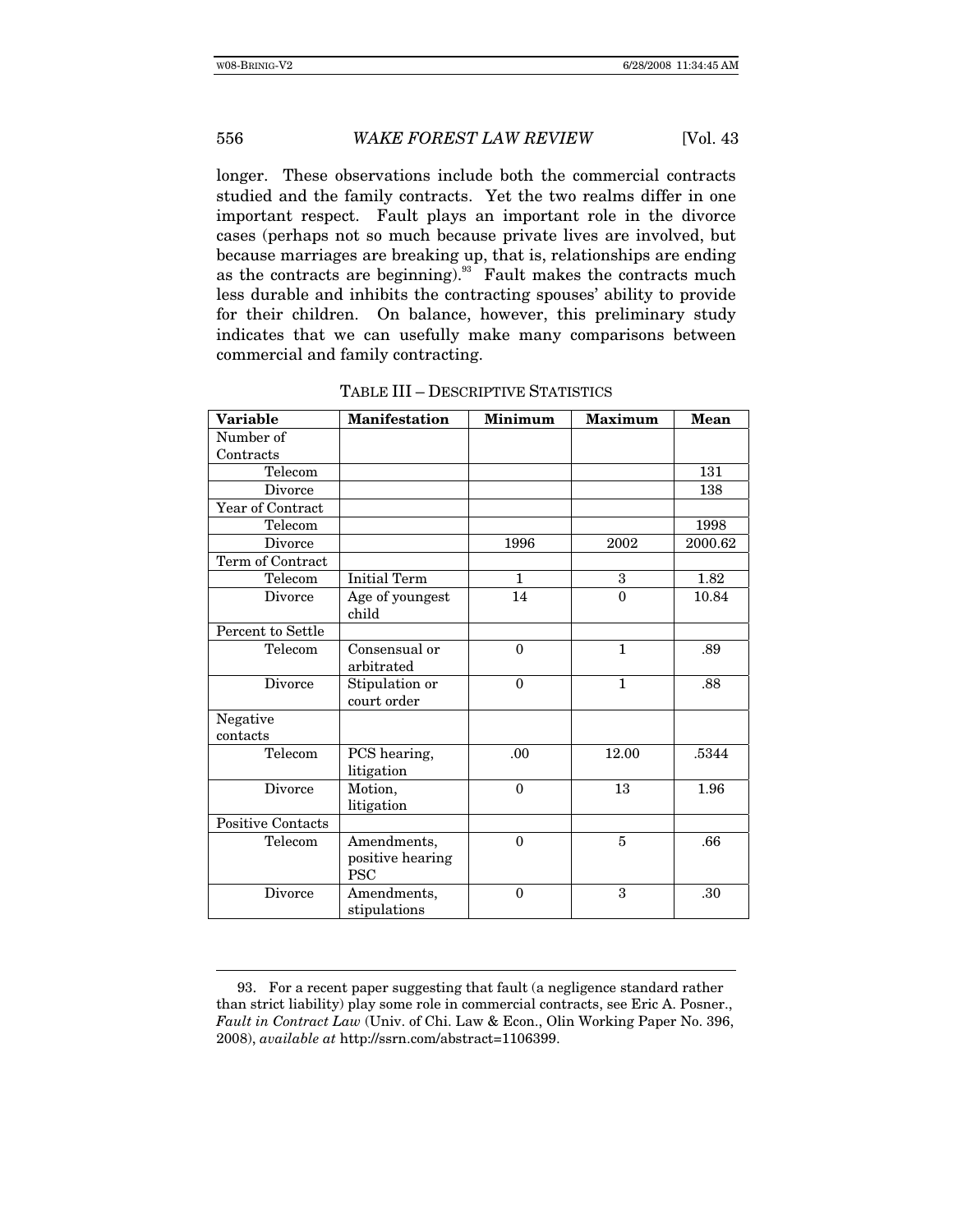longer. These observations include both the commercial contracts studied and the family contracts. Yet the two realms differ in one important respect. Fault plays an important role in the divorce cases (perhaps not so much because private lives are involved, but because marriages are breaking up, that is, relationships are ending as the contracts are beginning).[93] Fault makes the contracts much less durable and inhibits the contracting spouses' ability to provide for their children. On balance, however, this preliminary study indicates that we can usefully make many comparisons between commercial and family contracting.

TABLE III – DESCRIPTIVE STATISTICS

| **Variable** | **Manifestation** | **Minimum** | **Maximum** | **Mean** |
|---|---|---|---|---|
| Number of Contracts | | | | |
| Telecom | | | | 131 |
| Divorce | | | | 138 |
| Year of Contract | | | | |
| Telecom | | | | 1998 |
| Divorce | | 1996 | 2002 | 2000.62 |
| Term of Contract | | | | |
| Telecom | Initial Term | 1 | 3 | 1.82 |
| Divorce | Age of youngest child | 14 | 0 | 10.84 |
| Percent to Settle | | | | |
| Telecom | Consensual or arbitrated | 0 | 1 | .89 |
| Divorce | Stipulation or court order | 0 | 1 | .88 |
| Negative contacts | | | | |
| Telecom | PCS hearing, litigation | .00 | 12.00 | .5344 |
| Divorce | Motion, litigation | 0 | 13 | 1.96 |
| Positive Contacts | | | | |
| Telecom | Amendments, positive hearing PSC | 0 | 5 | .66 |
| Divorce | Amendments, stipulations | 0 | 3 | .30 |

93. For a recent paper suggesting that fault (a negligence standard rather than strict liability) play some role in commercial contracts, see Eric A. Posner., *Fault in Contract Law* (Univ. of Chi. Law & Econ., Olin Working Paper No. 396, 2008), *available at* http://ssrn.com/abstract=1106399.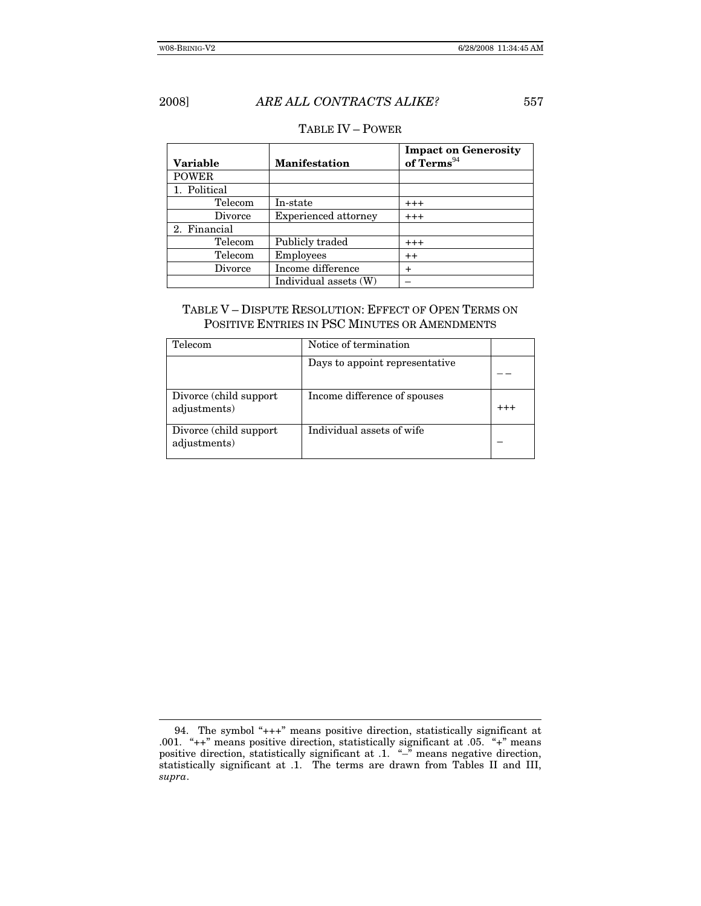TABLE IV – POWER

| Variable | Manifestation | Impact on Generosity of Terms[94] |
|---|---|---|
| POWER | | |
| 1. Political | | |
| Telecom | In-state | +++ |
| Divorce | Experienced attorney | +++ |
| 2. Financial | | |
| Telecom | Publicly traded | +++ |
| Telecom | Employees | ++ |
| Divorce | Income difference | + |
| | Individual assets (W) | – |

TABLE V – DISPUTE RESOLUTION: EFFECT OF OPEN TERMS ON POSITIVE ENTRIES IN PSC MINUTES OR AMENDMENTS

| | | |
|---|---|---|
| Telecom | Notice of termination | |
| | Days to appoint representative | – – |
| Divorce (child support adjustments) | Income difference of spouses | +++ |
| Divorce (child support adjustments) | Individual assets of wife | – |

94. The symbol "+++" means positive direction, statistically significant at .001. "++" means positive direction, statistically significant at .05. "+" means positive direction, statistically significant at .1. "–" means negative direction, statistically significant at .1. The terms are drawn from Tables II and III, *supra*.